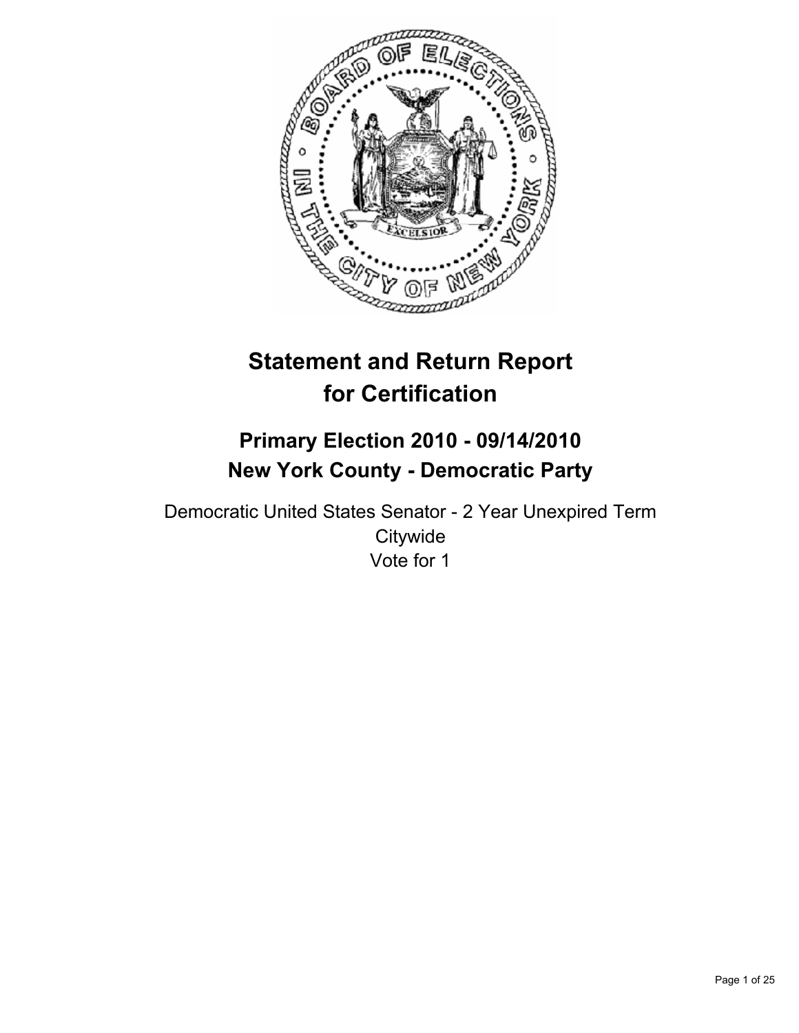# Statement and Return Report for Certification

## Primary Election 2010 - 09/14/2010
## New York County - Democratic Party

Democratic United States Senator - 2 Year Unexpired Term
Citywide
Vote for 1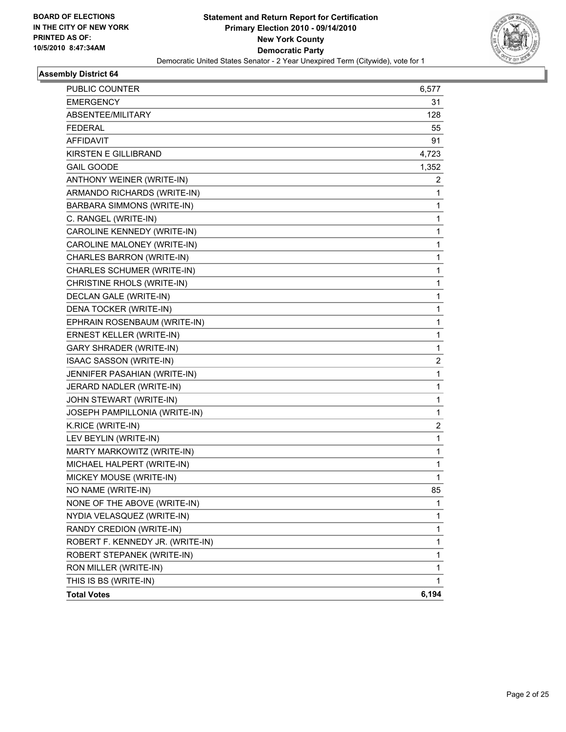**BOARD OF ELECTIONS IN THE CITY OF NEW YORK PRINTED AS OF: 10/5/2010 8:47:34AM**

# Statement and Return Report for Certification
## Primary Election 2010 - 09/14/2010
## New York County
## Democratic Party
Democratic United States Senator - 2 Year Unexpired Term (Citywide), vote for 1

### Assembly District 64

| | |
|---|---|
| PUBLIC COUNTER | 6,577 |
| EMERGENCY | 31 |
| ABSENTEE/MILITARY | 128 |
| FEDERAL | 55 |
| AFFIDAVIT | 91 |
| KIRSTEN E GILLIBRAND | 4,723 |
| GAIL GOODE | 1,352 |
| ANTHONY WEINER (WRITE-IN) | 2 |
| ARMANDO RICHARDS (WRITE-IN) | 1 |
| BARBARA SIMMONS (WRITE-IN) | 1 |
| C. RANGEL (WRITE-IN) | 1 |
| CAROLINE KENNEDY (WRITE-IN) | 1 |
| CAROLINE MALONEY (WRITE-IN) | 1 |
| CHARLES BARRON (WRITE-IN) | 1 |
| CHARLES SCHUMER (WRITE-IN) | 1 |
| CHRISTINE RHOLS (WRITE-IN) | 1 |
| DECLAN GALE (WRITE-IN) | 1 |
| DENA TOCKER (WRITE-IN) | 1 |
| EPHRAIN ROSENBAUM (WRITE-IN) | 1 |
| ERNEST KELLER (WRITE-IN) | 1 |
| GARY SHRADER (WRITE-IN) | 1 |
| ISAAC SASSON (WRITE-IN) | 2 |
| JENNIFER PASAHIAN (WRITE-IN) | 1 |
| JERARD NADLER (WRITE-IN) | 1 |
| JOHN STEWART (WRITE-IN) | 1 |
| JOSEPH PAMPILLONIA (WRITE-IN) | 1 |
| K.RICE (WRITE-IN) | 2 |
| LEV BEYLIN (WRITE-IN) | 1 |
| MARTY MARKOWITZ (WRITE-IN) | 1 |
| MICHAEL HALPERT (WRITE-IN) | 1 |
| MICKEY MOUSE (WRITE-IN) | 1 |
| NO NAME (WRITE-IN) | 85 |
| NONE OF THE ABOVE (WRITE-IN) | 1 |
| NYDIA VELASQUEZ (WRITE-IN) | 1 |
| RANDY CREDION (WRITE-IN) | 1 |
| ROBERT F. KENNEDY JR. (WRITE-IN) | 1 |
| ROBERT STEPANEK (WRITE-IN) | 1 |
| RON MILLER (WRITE-IN) | 1 |
| THIS IS BS (WRITE-IN) | 1 |
| **Total Votes** | **6,194** |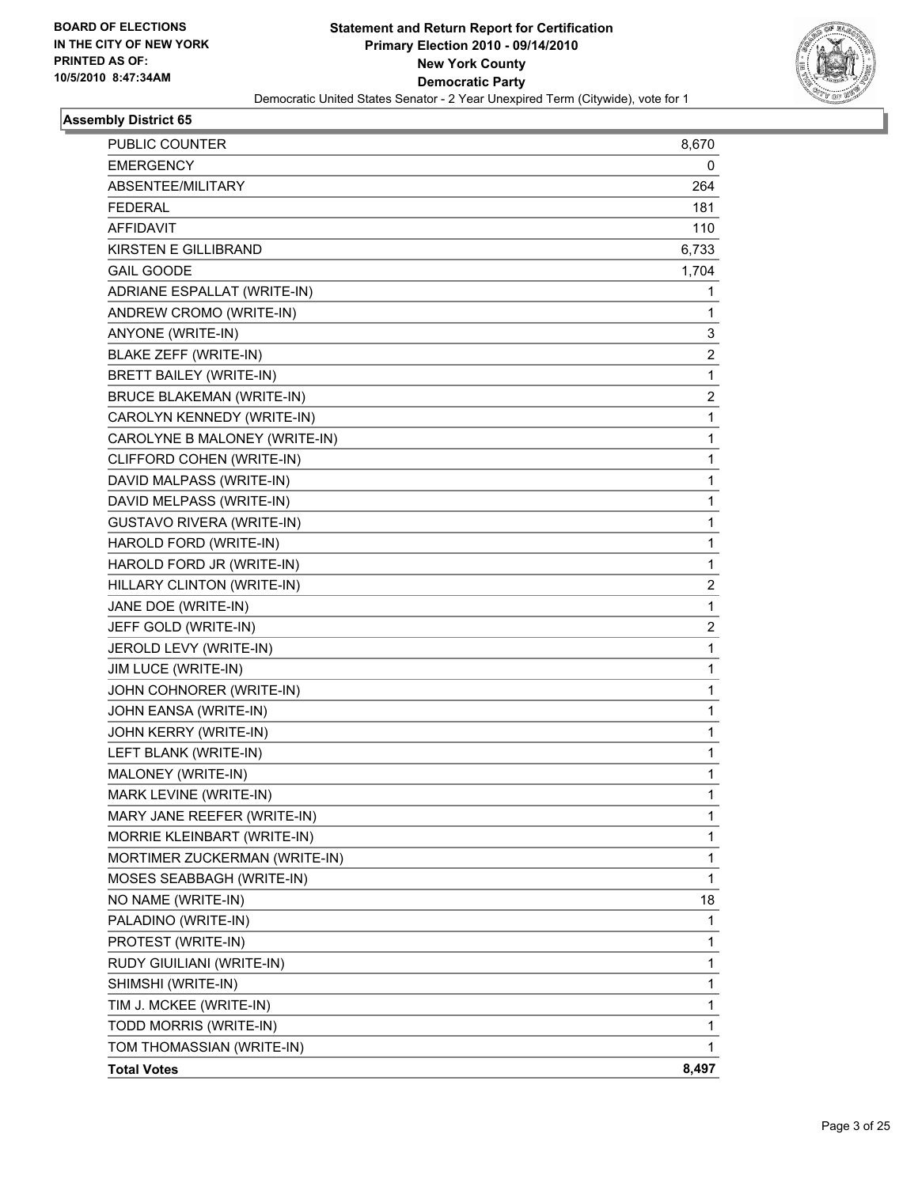BOARD OF ELECTIONS
IN THE CITY OF NEW YORK
PRINTED AS OF:
10/5/2010 8:47:34AM

**Statement and Return Report for Certification**
**Primary Election 2010 - 09/14/2010**
**New York County**
**Democratic Party**
Democratic United States Senator - 2 Year Unexpired Term (Citywide), vote for 1

### Assembly District 65

| | |
|---|---|
| PUBLIC COUNTER | 8,670 |
| EMERGENCY | 0 |
| ABSENTEE/MILITARY | 264 |
| FEDERAL | 181 |
| AFFIDAVIT | 110 |
| KIRSTEN E GILLIBRAND | 6,733 |
| GAIL GOODE | 1,704 |
| ADRIANE ESPALLAT (WRITE-IN) | 1 |
| ANDREW CROMO (WRITE-IN) | 1 |
| ANYONE (WRITE-IN) | 3 |
| BLAKE ZEFF (WRITE-IN) | 2 |
| BRETT BAILEY (WRITE-IN) | 1 |
| BRUCE BLAKEMAN (WRITE-IN) | 2 |
| CAROLYN KENNEDY (WRITE-IN) | 1 |
| CAROLYNE B MALONEY (WRITE-IN) | 1 |
| CLIFFORD COHEN (WRITE-IN) | 1 |
| DAVID MALPASS (WRITE-IN) | 1 |
| DAVID MELPASS (WRITE-IN) | 1 |
| GUSTAVO RIVERA (WRITE-IN) | 1 |
| HAROLD FORD (WRITE-IN) | 1 |
| HAROLD FORD JR (WRITE-IN) | 1 |
| HILLARY CLINTON (WRITE-IN) | 2 |
| JANE DOE (WRITE-IN) | 1 |
| JEFF GOLD (WRITE-IN) | 2 |
| JEROLD LEVY (WRITE-IN) | 1 |
| JIM LUCE (WRITE-IN) | 1 |
| JOHN COHNORER (WRITE-IN) | 1 |
| JOHN EANSA (WRITE-IN) | 1 |
| JOHN KERRY (WRITE-IN) | 1 |
| LEFT BLANK (WRITE-IN) | 1 |
| MALONEY (WRITE-IN) | 1 |
| MARK LEVINE (WRITE-IN) | 1 |
| MARY JANE REEFER (WRITE-IN) | 1 |
| MORRIE KLEINBART (WRITE-IN) | 1 |
| MORTIMER ZUCKERMAN (WRITE-IN) | 1 |
| MOSES SEABBAGH (WRITE-IN) | 1 |
| NO NAME (WRITE-IN) | 18 |
| PALADINO (WRITE-IN) | 1 |
| PROTEST (WRITE-IN) | 1 |
| RUDY GIULIANI (WRITE-IN) | 1 |
| SHIMSHI (WRITE-IN) | 1 |
| TIM J. MCKEE (WRITE-IN) | 1 |
| TODD MORRIS (WRITE-IN) | 1 |
| TOM THOMASSIAN (WRITE-IN) | 1 |
| **Total Votes** | **8,497** |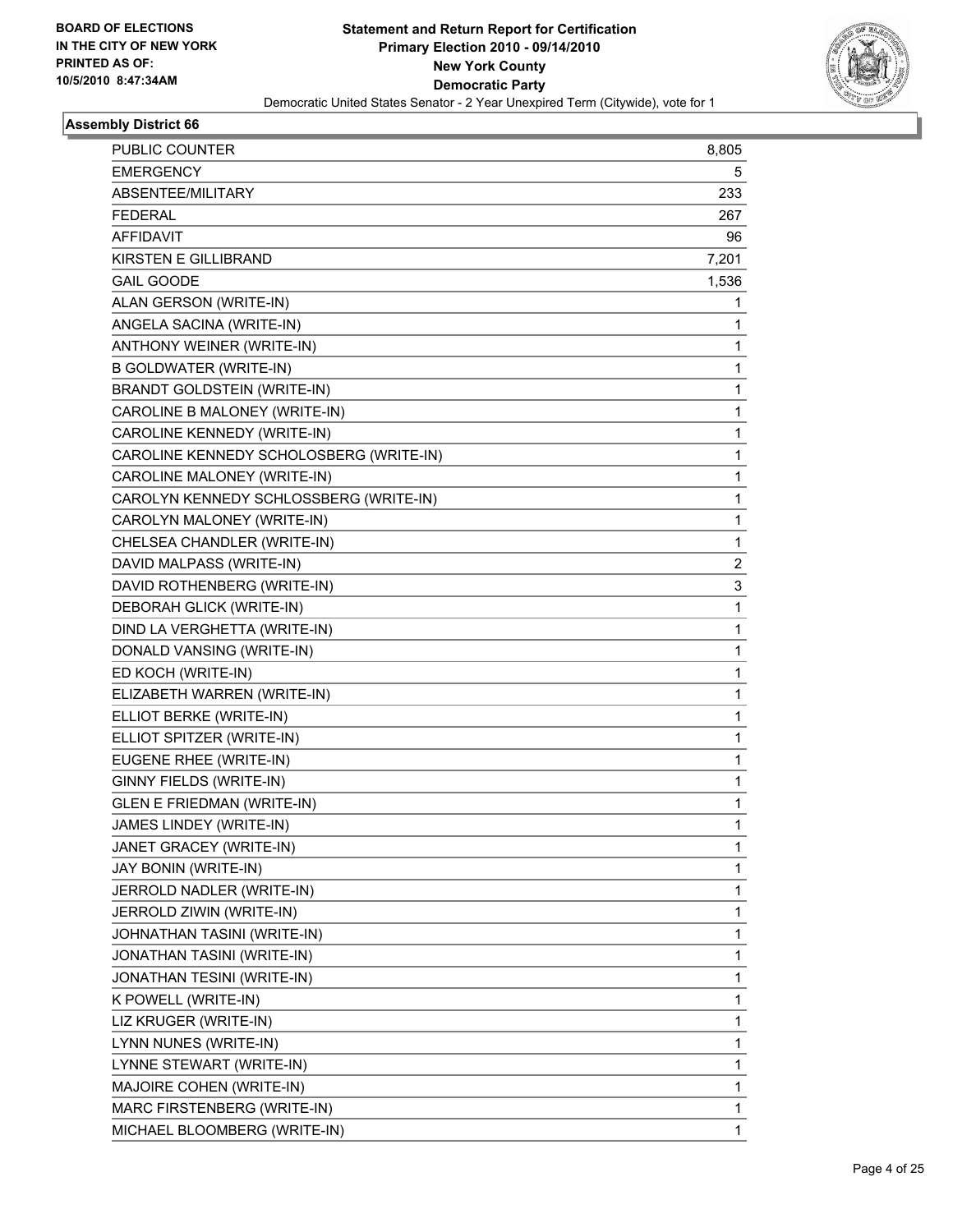**BOARD OF ELECTIONS IN THE CITY OF NEW YORK PRINTED AS OF: 10/5/2010 8:47:34AM**

# Statement and Return Report for Certification
## Primary Election 2010 - 09/14/2010
## New York County
## Democratic Party
### Democratic United States Senator - 2 Year Unexpired Term (Citywide), vote for 1

### Assembly District 66

| | |
|---|---|
| PUBLIC COUNTER | 8,805 |
| EMERGENCY | 5 |
| ABSENTEE/MILITARY | 233 |
| FEDERAL | 267 |
| AFFIDAVIT | 96 |
| KIRSTEN E GILLIBRAND | 7,201 |
| GAIL GOODE | 1,536 |
| ALAN GERSON (WRITE-IN) | 1 |
| ANGELA SACINA (WRITE-IN) | 1 |
| ANTHONY WEINER (WRITE-IN) | 1 |
| B GOLDWATER (WRITE-IN) | 1 |
| BRANDT GOLDSTEIN (WRITE-IN) | 1 |
| CAROLINE B MALONEY (WRITE-IN) | 1 |
| CAROLINE KENNEDY (WRITE-IN) | 1 |
| CAROLINE KENNEDY SCHOLOSBERG (WRITE-IN) | 1 |
| CAROLINE MALONEY (WRITE-IN) | 1 |
| CAROLYN KENNEDY SCHLOSSBERG (WRITE-IN) | 1 |
| CAROLYN MALONEY (WRITE-IN) | 1 |
| CHELSEA CHANDLER (WRITE-IN) | 1 |
| DAVID MALPASS (WRITE-IN) | 2 |
| DAVID ROTHENBERG (WRITE-IN) | 3 |
| DEBORAH GLICK (WRITE-IN) | 1 |
| DIND LA VERGHETTA (WRITE-IN) | 1 |
| DONALD VANSING (WRITE-IN) | 1 |
| ED KOCH (WRITE-IN) | 1 |
| ELIZABETH WARREN (WRITE-IN) | 1 |
| ELLIOT BERKE (WRITE-IN) | 1 |
| ELLIOT SPITZER (WRITE-IN) | 1 |
| EUGENE RHEE (WRITE-IN) | 1 |
| GINNY FIELDS (WRITE-IN) | 1 |
| GLEN E FRIEDMAN (WRITE-IN) | 1 |
| JAMES LINDEY (WRITE-IN) | 1 |
| JANET GRACEY (WRITE-IN) | 1 |
| JAY BONIN (WRITE-IN) | 1 |
| JERROLD NADLER (WRITE-IN) | 1 |
| JERROLD ZIWIN (WRITE-IN) | 1 |
| JOHNATHAN TASINI (WRITE-IN) | 1 |
| JONATHAN TASINI (WRITE-IN) | 1 |
| JONATHAN TESINI (WRITE-IN) | 1 |
| K POWELL (WRITE-IN) | 1 |
| LIZ KRUGER (WRITE-IN) | 1 |
| LYNN NUNES (WRITE-IN) | 1 |
| LYNNE STEWART (WRITE-IN) | 1 |
| MAJOIRE COHEN (WRITE-IN) | 1 |
| MARC FIRSTENBERG (WRITE-IN) | 1 |
| MICHAEL BLOOMBERG (WRITE-IN) | 1 |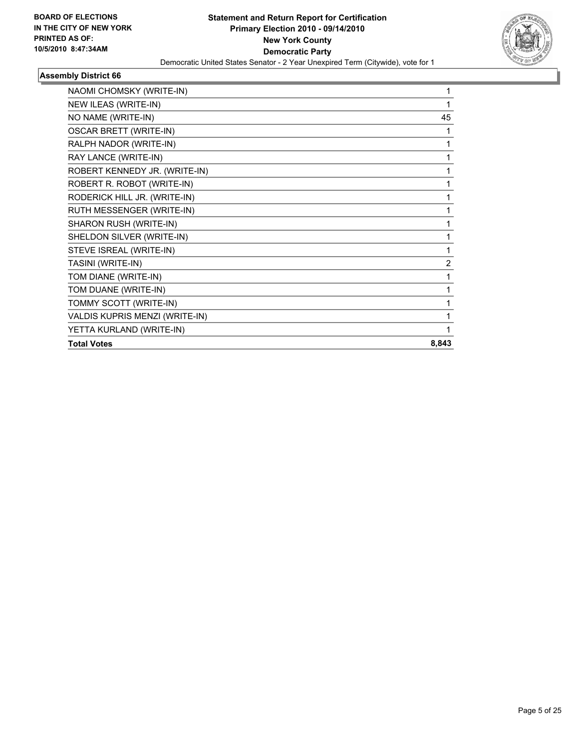**Statement and Return Report for Certification**
**Primary Election 2010 - 09/14/2010**
**New York County**
**Democratic Party**
Democratic United States Senator - 2 Year Unexpired Term (Citywide), vote for 1

BOARD OF ELECTIONS
IN THE CITY OF NEW YORK
PRINTED AS OF:
10/5/2010 8:47:34AM

### Assembly District 66

| | |
|---|---|
| NAOMI CHOMSKY (WRITE-IN) | 1 |
| NEW ILEAS (WRITE-IN) | 1 |
| NO NAME (WRITE-IN) | 45 |
| OSCAR BRETT (WRITE-IN) | 1 |
| RALPH NADOR (WRITE-IN) | 1 |
| RAY LANCE (WRITE-IN) | 1 |
| ROBERT KENNEDY JR. (WRITE-IN) | 1 |
| ROBERT R. ROBOT (WRITE-IN) | 1 |
| RODERICK HILL JR. (WRITE-IN) | 1 |
| RUTH MESSENGER (WRITE-IN) | 1 |
| SHARON RUSH (WRITE-IN) | 1 |
| SHELDON SILVER (WRITE-IN) | 1 |
| STEVE ISREAL (WRITE-IN) | 1 |
| TASINI (WRITE-IN) | 2 |
| TOM DIANE (WRITE-IN) | 1 |
| TOM DUANE (WRITE-IN) | 1 |
| TOMMY SCOTT (WRITE-IN) | 1 |
| VALDIS KUPRIS MENZI (WRITE-IN) | 1 |
| YETTA KURLAND (WRITE-IN) | 1 |
| **Total Votes** | **8,843** |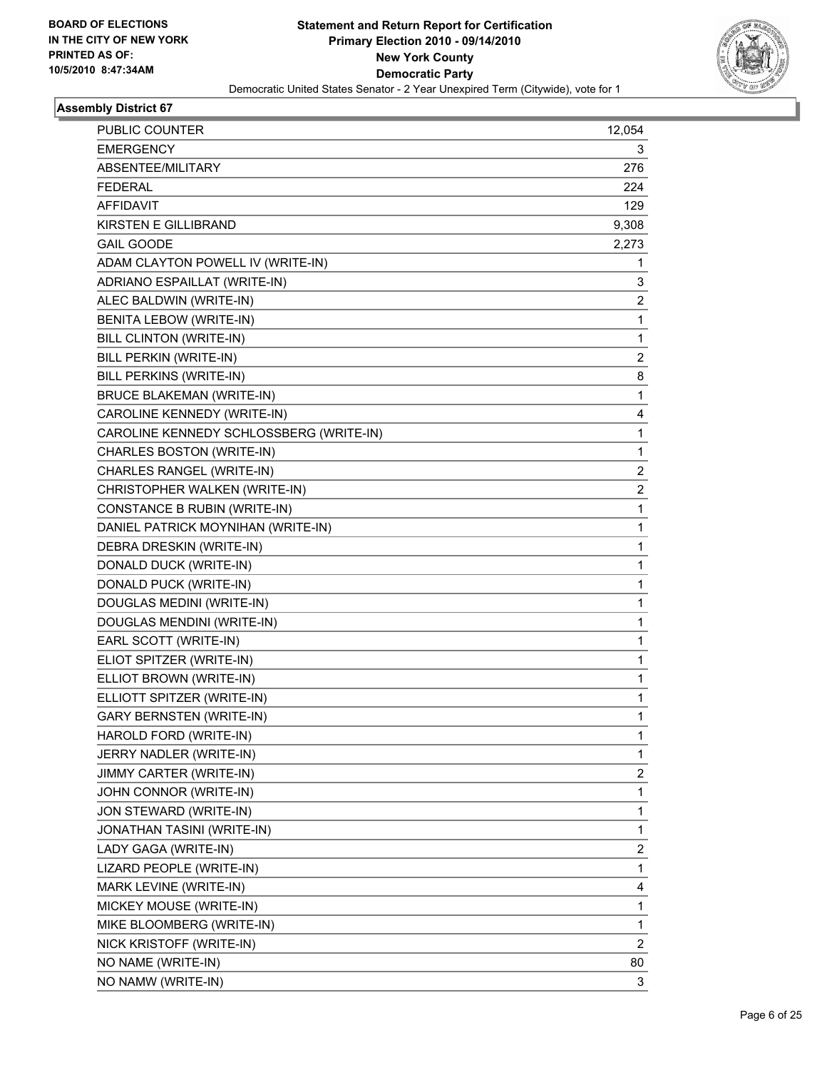BOARD OF ELECTIONS
IN THE CITY OF NEW YORK
PRINTED AS OF:
10/5/2010 8:47:34AM

**Statement and Return Report for Certification**
**Primary Election 2010 - 09/14/2010**
**New York County**
**Democratic Party**
Democratic United States Senator - 2 Year Unexpired Term (Citywide), vote for 1

### Assembly District 67

| | |
|---|---|
| PUBLIC COUNTER | 12,054 |
| EMERGENCY | 3 |
| ABSENTEE/MILITARY | 276 |
| FEDERAL | 224 |
| AFFIDAVIT | 129 |
| KIRSTEN E GILLIBRAND | 9,308 |
| GAIL GOODE | 2,273 |
| ADAM CLAYTON POWELL IV (WRITE-IN) | 1 |
| ADRIANO ESPAILLAT (WRITE-IN) | 3 |
| ALEC BALDWIN (WRITE-IN) | 2 |
| BENITA LEBOW (WRITE-IN) | 1 |
| BILL CLINTON (WRITE-IN) | 1 |
| BILL PERKIN (WRITE-IN) | 2 |
| BILL PERKINS (WRITE-IN) | 8 |
| BRUCE BLAKEMAN (WRITE-IN) | 1 |
| CAROLINE KENNEDY (WRITE-IN) | 4 |
| CAROLINE KENNEDY SCHLOSSBERG (WRITE-IN) | 1 |
| CHARLES BOSTON (WRITE-IN) | 1 |
| CHARLES RANGEL (WRITE-IN) | 2 |
| CHRISTOPHER WALKEN (WRITE-IN) | 2 |
| CONSTANCE B RUBIN (WRITE-IN) | 1 |
| DANIEL PATRICK MOYNIHAN (WRITE-IN) | 1 |
| DEBRA DRESKIN (WRITE-IN) | 1 |
| DONALD DUCK (WRITE-IN) | 1 |
| DONALD PUCK (WRITE-IN) | 1 |
| DOUGLAS MEDINI (WRITE-IN) | 1 |
| DOUGLAS MENDINI (WRITE-IN) | 1 |
| EARL SCOTT (WRITE-IN) | 1 |
| ELIOT SPITZER (WRITE-IN) | 1 |
| ELLIOT BROWN (WRITE-IN) | 1 |
| ELLIOTT SPITZER (WRITE-IN) | 1 |
| GARY BERNSTEN (WRITE-IN) | 1 |
| HAROLD FORD (WRITE-IN) | 1 |
| JERRY NADLER (WRITE-IN) | 1 |
| JIMMY CARTER (WRITE-IN) | 2 |
| JOHN CONNOR (WRITE-IN) | 1 |
| JON STEWARD (WRITE-IN) | 1 |
| JONATHAN TASINI (WRITE-IN) | 1 |
| LADY GAGA (WRITE-IN) | 2 |
| LIZARD PEOPLE (WRITE-IN) | 1 |
| MARK LEVINE (WRITE-IN) | 4 |
| MICKEY MOUSE (WRITE-IN) | 1 |
| MIKE BLOOMBERG (WRITE-IN) | 1 |
| NICK KRISTOFF (WRITE-IN) | 2 |
| NO NAME (WRITE-IN) | 80 |
| NO NAMW (WRITE-IN) | 3 |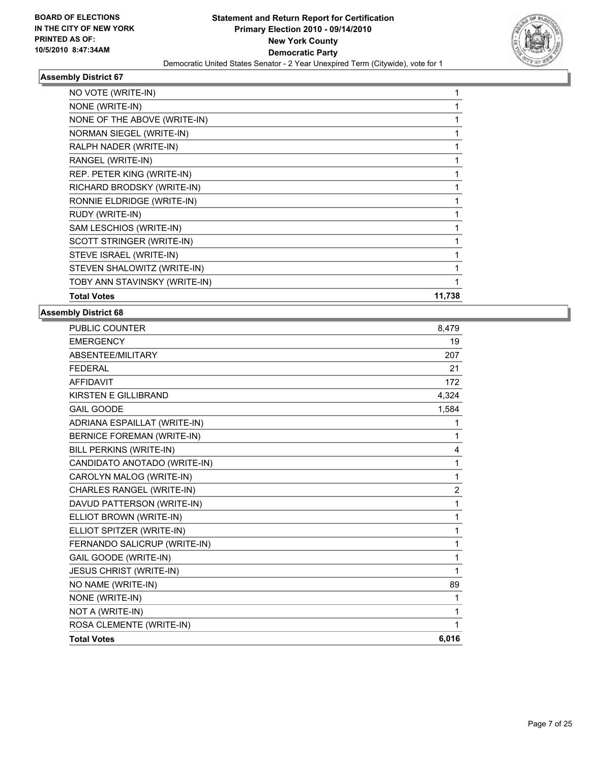## Assembly District 67

| | |
|---|---|
| NO VOTE (WRITE-IN) | 1 |
| NONE (WRITE-IN) | 1 |
| NONE OF THE ABOVE (WRITE-IN) | 1 |
| NORMAN SIEGEL (WRITE-IN) | 1 |
| RALPH NADER (WRITE-IN) | 1 |
| RANGEL (WRITE-IN) | 1 |
| REP. PETER KING (WRITE-IN) | 1 |
| RICHARD BRODSKY (WRITE-IN) | 1 |
| RONNIE ELDRIDGE (WRITE-IN) | 1 |
| RUDY (WRITE-IN) | 1 |
| SAM LESCHIOS (WRITE-IN) | 1 |
| SCOTT STRINGER (WRITE-IN) | 1 |
| STEVE ISRAEL (WRITE-IN) | 1 |
| STEVEN SHALOWITZ (WRITE-IN) | 1 |
| TOBY ANN STAVINSKY (WRITE-IN) | 1 |
| **Total Votes** | **11,738** |

## Assembly District 68

| | |
|---|---|
| PUBLIC COUNTER | 8,479 |
| EMERGENCY | 19 |
| ABSENTEE/MILITARY | 207 |
| FEDERAL | 21 |
| AFFIDAVIT | 172 |
| KIRSTEN E GILLIBRAND | 4,324 |
| GAIL GOODE | 1,584 |
| ADRIANA ESPAILLAT (WRITE-IN) | 1 |
| BERNICE FOREMAN (WRITE-IN) | 1 |
| BILL PERKINS (WRITE-IN) | 4 |
| CANDIDATO ANOTADO (WRITE-IN) | 1 |
| CAROLYN MALOG (WRITE-IN) | 1 |
| CHARLES RANGEL (WRITE-IN) | 2 |
| DAVUD PATTERSON (WRITE-IN) | 1 |
| ELLIOT BROWN (WRITE-IN) | 1 |
| ELLIOT SPITZER (WRITE-IN) | 1 |
| FERNANDO SALICRUP (WRITE-IN) | 1 |
| GAIL GOODE (WRITE-IN) | 1 |
| JESUS CHRIST (WRITE-IN) | 1 |
| NO NAME (WRITE-IN) | 89 |
| NONE (WRITE-IN) | 1 |
| NOT A (WRITE-IN) | 1 |
| ROSA CLEMENTE (WRITE-IN) | 1 |
| **Total Votes** | **6,016** |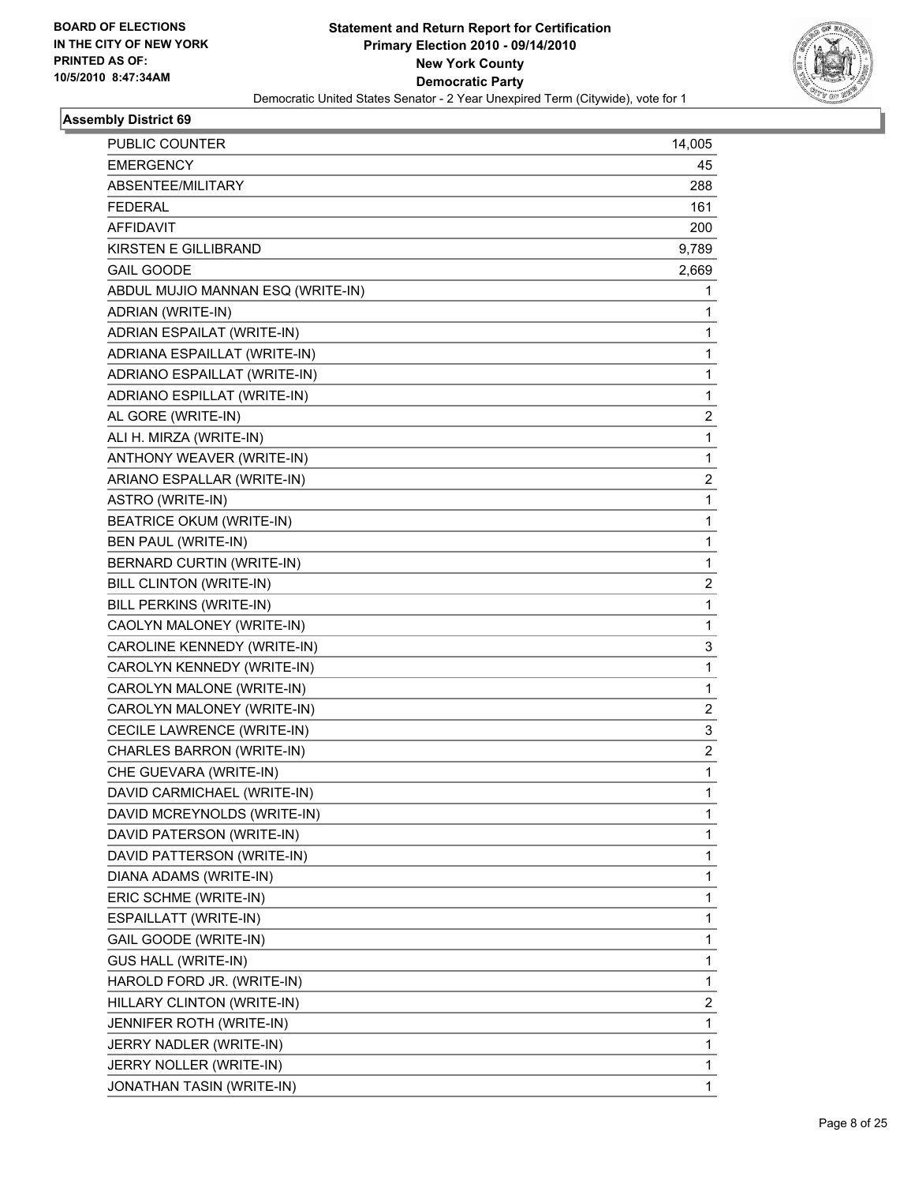**BOARD OF ELECTIONS IN THE CITY OF NEW YORK PRINTED AS OF: 10/5/2010 8:47:34AM**

**Statement and Return Report for Certification Primary Election 2010 - 09/14/2010 New York County Democratic Party**

Democratic United States Senator - 2 Year Unexpired Term (Citywide), vote for 1

### Assembly District 69

| | |
|---|---|
| PUBLIC COUNTER | 14,005 |
| EMERGENCY | 45 |
| ABSENTEE/MILITARY | 288 |
| FEDERAL | 161 |
| AFFIDAVIT | 200 |
| KIRSTEN E GILLIBRAND | 9,789 |
| GAIL GOODE | 2,669 |
| ABDUL MUJIO MANNAN ESQ (WRITE-IN) | 1 |
| ADRIAN (WRITE-IN) | 1 |
| ADRIAN ESPAILAT (WRITE-IN) | 1 |
| ADRIANA ESPAILLAT (WRITE-IN) | 1 |
| ADRIANO ESPAILLAT (WRITE-IN) | 1 |
| ADRIANO ESPILLAT (WRITE-IN) | 1 |
| AL GORE (WRITE-IN) | 2 |
| ALI H. MIRZA (WRITE-IN) | 1 |
| ANTHONY WEAVER (WRITE-IN) | 1 |
| ARIANO ESPALLAR (WRITE-IN) | 2 |
| ASTRO (WRITE-IN) | 1 |
| BEATRICE OKUM (WRITE-IN) | 1 |
| BEN PAUL (WRITE-IN) | 1 |
| BERNARD CURTIN (WRITE-IN) | 1 |
| BILL CLINTON (WRITE-IN) | 2 |
| BILL PERKINS (WRITE-IN) | 1 |
| CAOLYN MALONEY (WRITE-IN) | 1 |
| CAROLINE KENNEDY (WRITE-IN) | 3 |
| CAROLYN KENNEDY (WRITE-IN) | 1 |
| CAROLYN MALONE (WRITE-IN) | 1 |
| CAROLYN MALONEY (WRITE-IN) | 2 |
| CECILE LAWRENCE (WRITE-IN) | 3 |
| CHARLES BARRON (WRITE-IN) | 2 |
| CHE GUEVARA (WRITE-IN) | 1 |
| DAVID CARMICHAEL (WRITE-IN) | 1 |
| DAVID MCREYNOLDS (WRITE-IN) | 1 |
| DAVID PATERSON (WRITE-IN) | 1 |
| DAVID PATTERSON (WRITE-IN) | 1 |
| DIANA ADAMS (WRITE-IN) | 1 |
| ERIC SCHME (WRITE-IN) | 1 |
| ESPAILLATT (WRITE-IN) | 1 |
| GAIL GOODE (WRITE-IN) | 1 |
| GUS HALL (WRITE-IN) | 1 |
| HAROLD FORD JR. (WRITE-IN) | 1 |
| HILLARY CLINTON (WRITE-IN) | 2 |
| JENNIFER ROTH (WRITE-IN) | 1 |
| JERRY NADLER (WRITE-IN) | 1 |
| JERRY NOLLER (WRITE-IN) | 1 |
| JONATHAN TASIN (WRITE-IN) | 1 |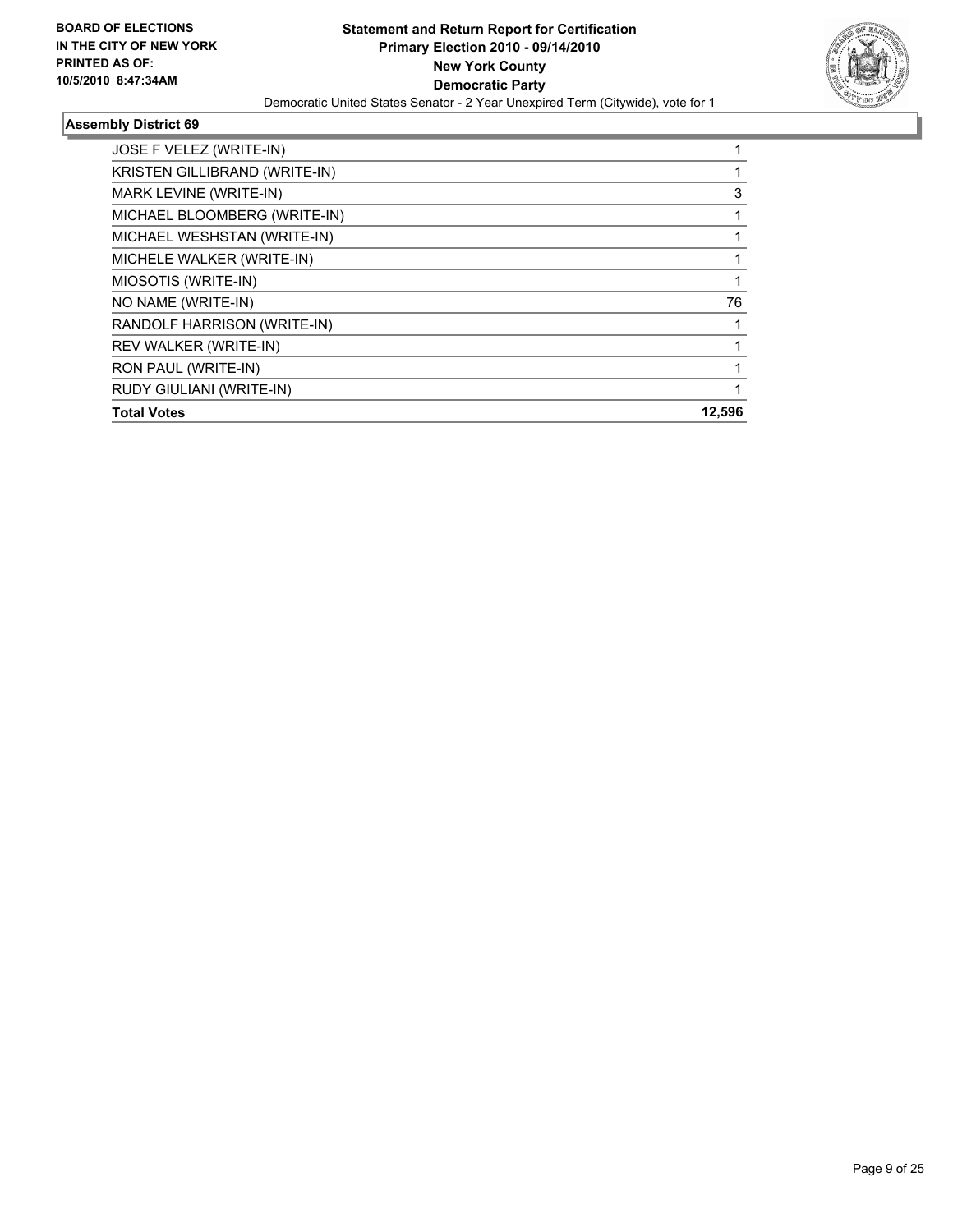**BOARD OF ELECTIONS IN THE CITY OF NEW YORK PRINTED AS OF: 10/5/2010 8:47:34AM**

**Statement and Return Report for Certification**
**Primary Election 2010 - 09/14/2010**
**New York County**
**Democratic Party**
Democratic United States Senator - 2 Year Unexpired Term (Citywide), vote for 1

### Assembly District 69

| | |
|---|---|
| JOSE F VELEZ (WRITE-IN) | 1 |
| KRISTEN GILLIBRAND (WRITE-IN) | 1 |
| MARK LEVINE (WRITE-IN) | 3 |
| MICHAEL BLOOMBERG (WRITE-IN) | 1 |
| MICHAEL WESHSTAN (WRITE-IN) | 1 |
| MICHELE WALKER (WRITE-IN) | 1 |
| MIOSOTIS (WRITE-IN) | 1 |
| NO NAME (WRITE-IN) | 76 |
| RANDOLF HARRISON (WRITE-IN) | 1 |
| REV WALKER (WRITE-IN) | 1 |
| RON PAUL (WRITE-IN) | 1 |
| RUDY GIULIANI (WRITE-IN) | 1 |
| **Total Votes** | **12,596** |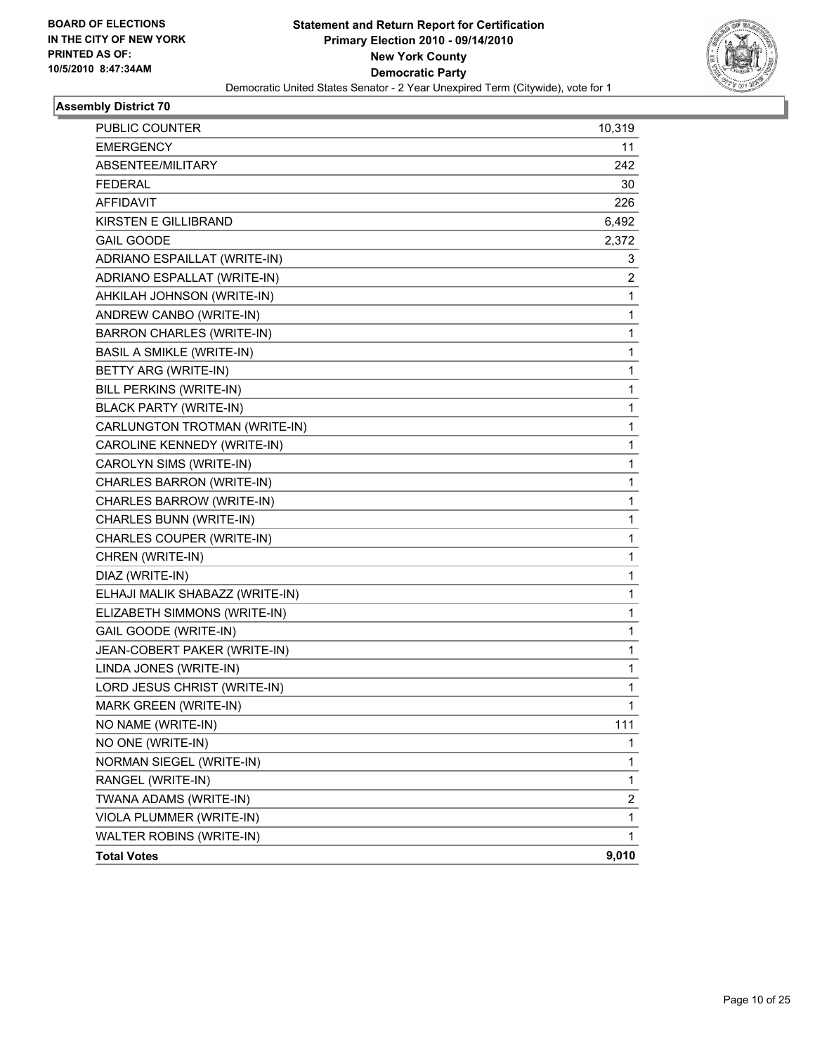BOARD OF ELECTIONS
IN THE CITY OF NEW YORK
PRINTED AS OF:
10/5/2010 8:47:34AM

**Statement and Return Report for Certification**
**Primary Election 2010 - 09/14/2010**
**New York County**
**Democratic Party**
Democratic United States Senator - 2 Year Unexpired Term (Citywide), vote for 1

## Assembly District 70

| | |
|---|---|
| PUBLIC COUNTER | 10,319 |
| EMERGENCY | 11 |
| ABSENTEE/MILITARY | 242 |
| FEDERAL | 30 |
| AFFIDAVIT | 226 |
| KIRSTEN E GILLIBRAND | 6,492 |
| GAIL GOODE | 2,372 |
| ADRIANO ESPAILLAT (WRITE-IN) | 3 |
| ADRIANO ESPALLAT (WRITE-IN) | 2 |
| AHKILAH JOHNSON (WRITE-IN) | 1 |
| ANDREW CANBO (WRITE-IN) | 1 |
| BARRON CHARLES (WRITE-IN) | 1 |
| BASIL A SMIKLE (WRITE-IN) | 1 |
| BETTY ARG (WRITE-IN) | 1 |
| BILL PERKINS (WRITE-IN) | 1 |
| BLACK PARTY (WRITE-IN) | 1 |
| CARLUNGTON TROTMAN (WRITE-IN) | 1 |
| CAROLINE KENNEDY (WRITE-IN) | 1 |
| CAROLYN SIMS (WRITE-IN) | 1 |
| CHARLES BARRON (WRITE-IN) | 1 |
| CHARLES BARROW (WRITE-IN) | 1 |
| CHARLES BUNN (WRITE-IN) | 1 |
| CHARLES COUPER (WRITE-IN) | 1 |
| CHREN (WRITE-IN) | 1 |
| DIAZ (WRITE-IN) | 1 |
| ELHAJI MALIK SHABAZZ (WRITE-IN) | 1 |
| ELIZABETH SIMMONS (WRITE-IN) | 1 |
| GAIL GOODE (WRITE-IN) | 1 |
| JEAN-COBERT PAKER (WRITE-IN) | 1 |
| LINDA JONES (WRITE-IN) | 1 |
| LORD JESUS CHRIST (WRITE-IN) | 1 |
| MARK GREEN (WRITE-IN) | 1 |
| NO NAME (WRITE-IN) | 111 |
| NO ONE (WRITE-IN) | 1 |
| NORMAN SIEGEL (WRITE-IN) | 1 |
| RANGEL (WRITE-IN) | 1 |
| TWANA ADAMS (WRITE-IN) | 2 |
| VIOLA PLUMMER (WRITE-IN) | 1 |
| WALTER ROBINS (WRITE-IN) | 1 |
| **Total Votes** | **9,010** |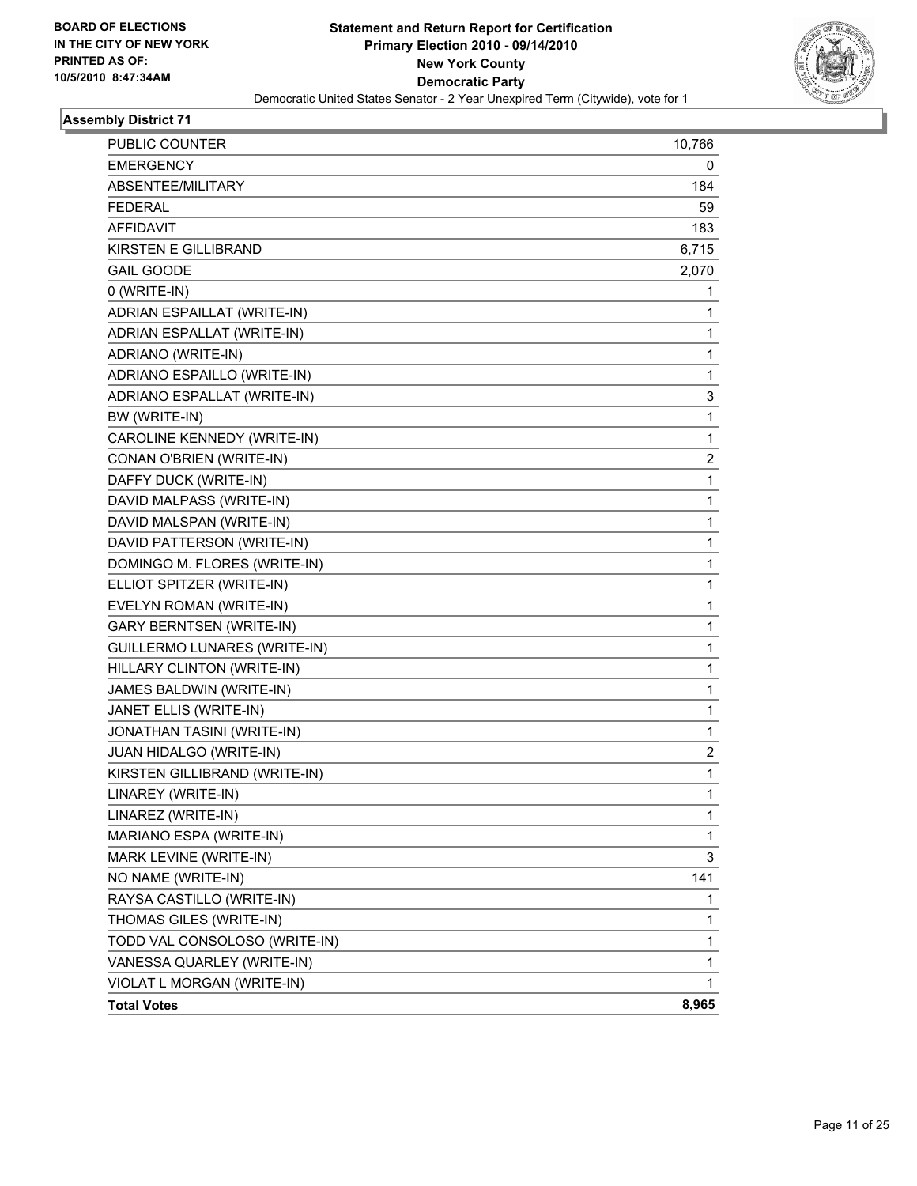BOARD OF ELECTIONS
IN THE CITY OF NEW YORK
PRINTED AS OF:
10/5/2010 8:47:34AM

**Statement and Return Report for Certification**
**Primary Election 2010 - 09/14/2010**
**New York County**
**Democratic Party**
Democratic United States Senator - 2 Year Unexpired Term (Citywide), vote for 1

### Assembly District 71

| | |
|---|---|
| PUBLIC COUNTER | 10,766 |
| EMERGENCY | 0 |
| ABSENTEE/MILITARY | 184 |
| FEDERAL | 59 |
| AFFIDAVIT | 183 |
| KIRSTEN E GILLIBRAND | 6,715 |
| GAIL GOODE | 2,070 |
| 0 (WRITE-IN) | 1 |
| ADRIAN ESPAILLAT (WRITE-IN) | 1 |
| ADRIAN ESPALLAT (WRITE-IN) | 1 |
| ADRIANO (WRITE-IN) | 1 |
| ADRIANO ESPAILLO (WRITE-IN) | 1 |
| ADRIANO ESPALLAT (WRITE-IN) | 3 |
| BW (WRITE-IN) | 1 |
| CAROLINE KENNEDY (WRITE-IN) | 1 |
| CONAN O'BRIEN (WRITE-IN) | 2 |
| DAFFY DUCK (WRITE-IN) | 1 |
| DAVID MALPASS (WRITE-IN) | 1 |
| DAVID MALSPAN (WRITE-IN) | 1 |
| DAVID PATTERSON (WRITE-IN) | 1 |
| DOMINGO M. FLORES (WRITE-IN) | 1 |
| ELLIOT SPITZER (WRITE-IN) | 1 |
| EVELYN ROMAN (WRITE-IN) | 1 |
| GARY BERNTSEN (WRITE-IN) | 1 |
| GUILLERMO LUNARES (WRITE-IN) | 1 |
| HILLARY CLINTON (WRITE-IN) | 1 |
| JAMES BALDWIN (WRITE-IN) | 1 |
| JANET ELLIS (WRITE-IN) | 1 |
| JONATHAN TASINI (WRITE-IN) | 1 |
| JUAN HIDALGO (WRITE-IN) | 2 |
| KIRSTEN GILLIBRAND (WRITE-IN) | 1 |
| LINAREY (WRITE-IN) | 1 |
| LINAREZ (WRITE-IN) | 1 |
| MARIANO ESPA (WRITE-IN) | 1 |
| MARK LEVINE (WRITE-IN) | 3 |
| NO NAME (WRITE-IN) | 141 |
| RAYSA CASTILLO (WRITE-IN) | 1 |
| THOMAS GILES (WRITE-IN) | 1 |
| TODD VAL CONSOLOSO (WRITE-IN) | 1 |
| VANESSA QUARLEY (WRITE-IN) | 1 |
| VIOLAT L MORGAN (WRITE-IN) | 1 |
| **Total Votes** | **8,965** |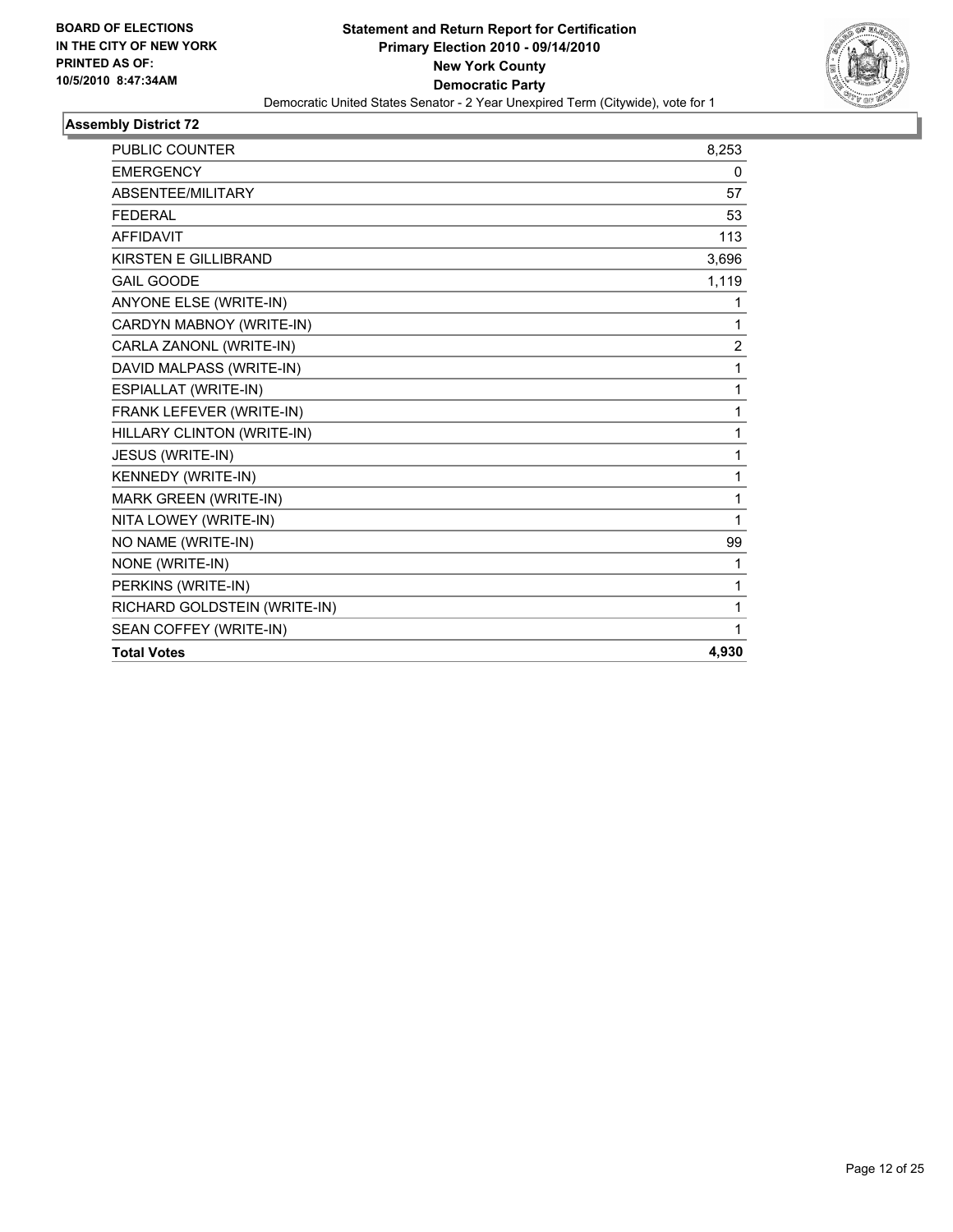**BOARD OF ELECTIONS IN THE CITY OF NEW YORK PRINTED AS OF: 10/5/2010 8:47:34AM**

**Statement and Return Report for Certification**
**Primary Election 2010 - 09/14/2010**
**New York County**
**Democratic Party**
Democratic United States Senator - 2 Year Unexpired Term (Citywide), vote for 1

## Assembly District 72

| | |
|---|---|
| PUBLIC COUNTER | 8,253 |
| EMERGENCY | 0 |
| ABSENTEE/MILITARY | 57 |
| FEDERAL | 53 |
| AFFIDAVIT | 113 |
| KIRSTEN E GILLIBRAND | 3,696 |
| GAIL GOODE | 1,119 |
| ANYONE ELSE (WRITE-IN) | 1 |
| CARDYN MABNOY (WRITE-IN) | 1 |
| CARLA ZANONL (WRITE-IN) | 2 |
| DAVID MALPASS (WRITE-IN) | 1 |
| ESPIALLAT (WRITE-IN) | 1 |
| FRANK LEFEVER (WRITE-IN) | 1 |
| HILLARY CLINTON (WRITE-IN) | 1 |
| JESUS (WRITE-IN) | 1 |
| KENNEDY (WRITE-IN) | 1 |
| MARK GREEN (WRITE-IN) | 1 |
| NITA LOWEY (WRITE-IN) | 1 |
| NO NAME (WRITE-IN) | 99 |
| NONE (WRITE-IN) | 1 |
| PERKINS (WRITE-IN) | 1 |
| RICHARD GOLDSTEIN (WRITE-IN) | 1 |
| SEAN COFFEY (WRITE-IN) | 1 |
| **Total Votes** | **4,930** |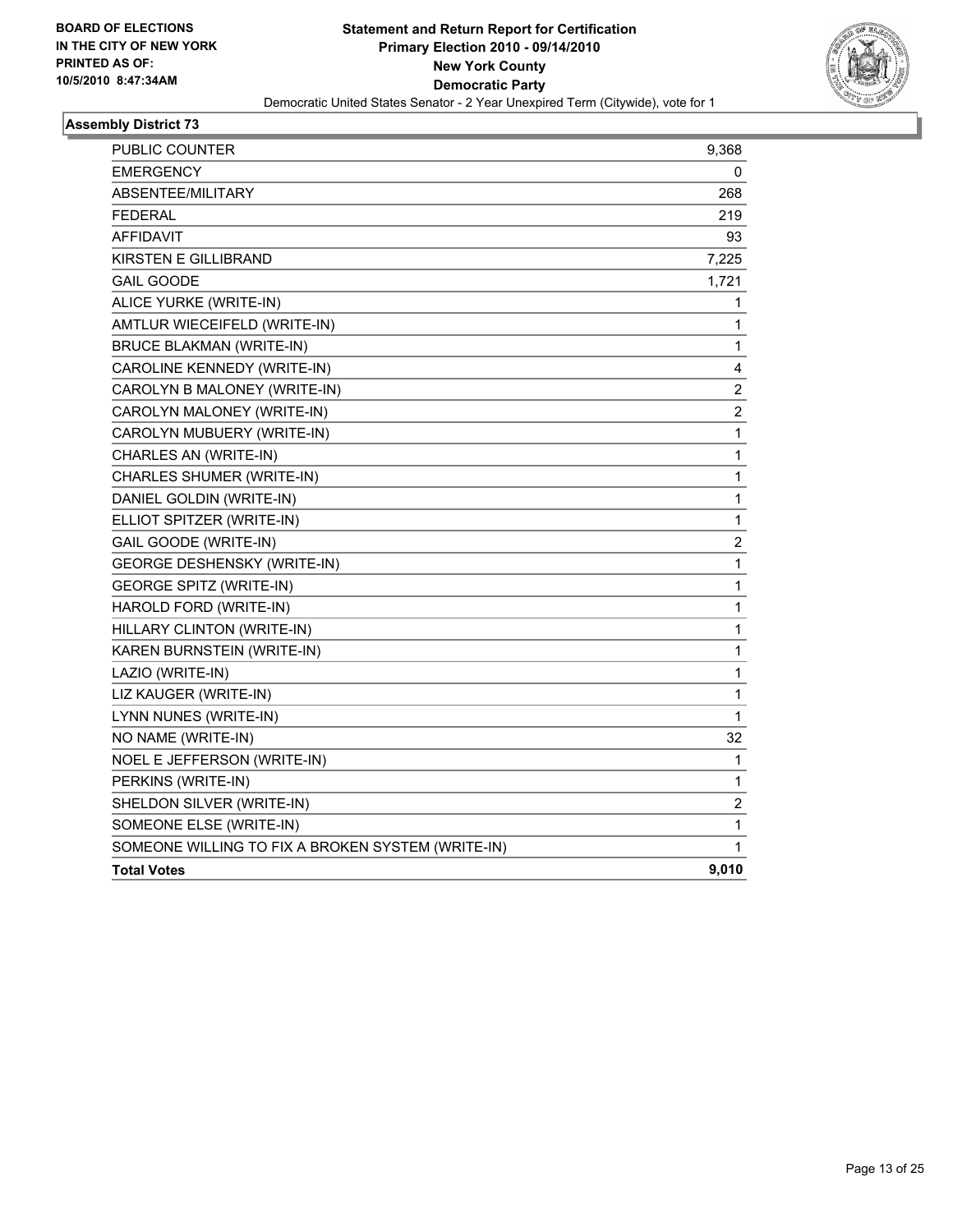**BOARD OF ELECTIONS IN THE CITY OF NEW YORK PRINTED AS OF: 10/5/2010 8:47:34AM**

**Statement and Return Report for Certification**
**Primary Election 2010 - 09/14/2010**
**New York County**
**Democratic Party**
Democratic United States Senator - 2 Year Unexpired Term (Citywide), vote for 1

## Assembly District 73

| | |
|---|---|
| PUBLIC COUNTER | 9,368 |
| EMERGENCY | 0 |
| ABSENTEE/MILITARY | 268 |
| FEDERAL | 219 |
| AFFIDAVIT | 93 |
| KIRSTEN E GILLIBRAND | 7,225 |
| GAIL GOODE | 1,721 |
| ALICE YURKE (WRITE-IN) | 1 |
| AMTLUR WIECEIFELD (WRITE-IN) | 1 |
| BRUCE BLAKMAN (WRITE-IN) | 1 |
| CAROLINE KENNEDY (WRITE-IN) | 4 |
| CAROLYN B MALONEY (WRITE-IN) | 2 |
| CAROLYN MALONEY (WRITE-IN) | 2 |
| CAROLYN MUBUERY (WRITE-IN) | 1 |
| CHARLES AN (WRITE-IN) | 1 |
| CHARLES SHUMER (WRITE-IN) | 1 |
| DANIEL GOLDIN (WRITE-IN) | 1 |
| ELLIOT SPITZER (WRITE-IN) | 1 |
| GAIL GOODE (WRITE-IN) | 2 |
| GEORGE DESHENSKY (WRITE-IN) | 1 |
| GEORGE SPITZ (WRITE-IN) | 1 |
| HAROLD FORD (WRITE-IN) | 1 |
| HILLARY CLINTON (WRITE-IN) | 1 |
| KAREN BURNSTEIN (WRITE-IN) | 1 |
| LAZIO (WRITE-IN) | 1 |
| LIZ KAUGER (WRITE-IN) | 1 |
| LYNN NUNES (WRITE-IN) | 1 |
| NO NAME (WRITE-IN) | 32 |
| NOEL E JEFFERSON (WRITE-IN) | 1 |
| PERKINS (WRITE-IN) | 1 |
| SHELDON SILVER (WRITE-IN) | 2 |
| SOMEONE ELSE (WRITE-IN) | 1 |
| SOMEONE WILLING TO FIX A BROKEN SYSTEM (WRITE-IN) | 1 |
| **Total Votes** | **9,010** |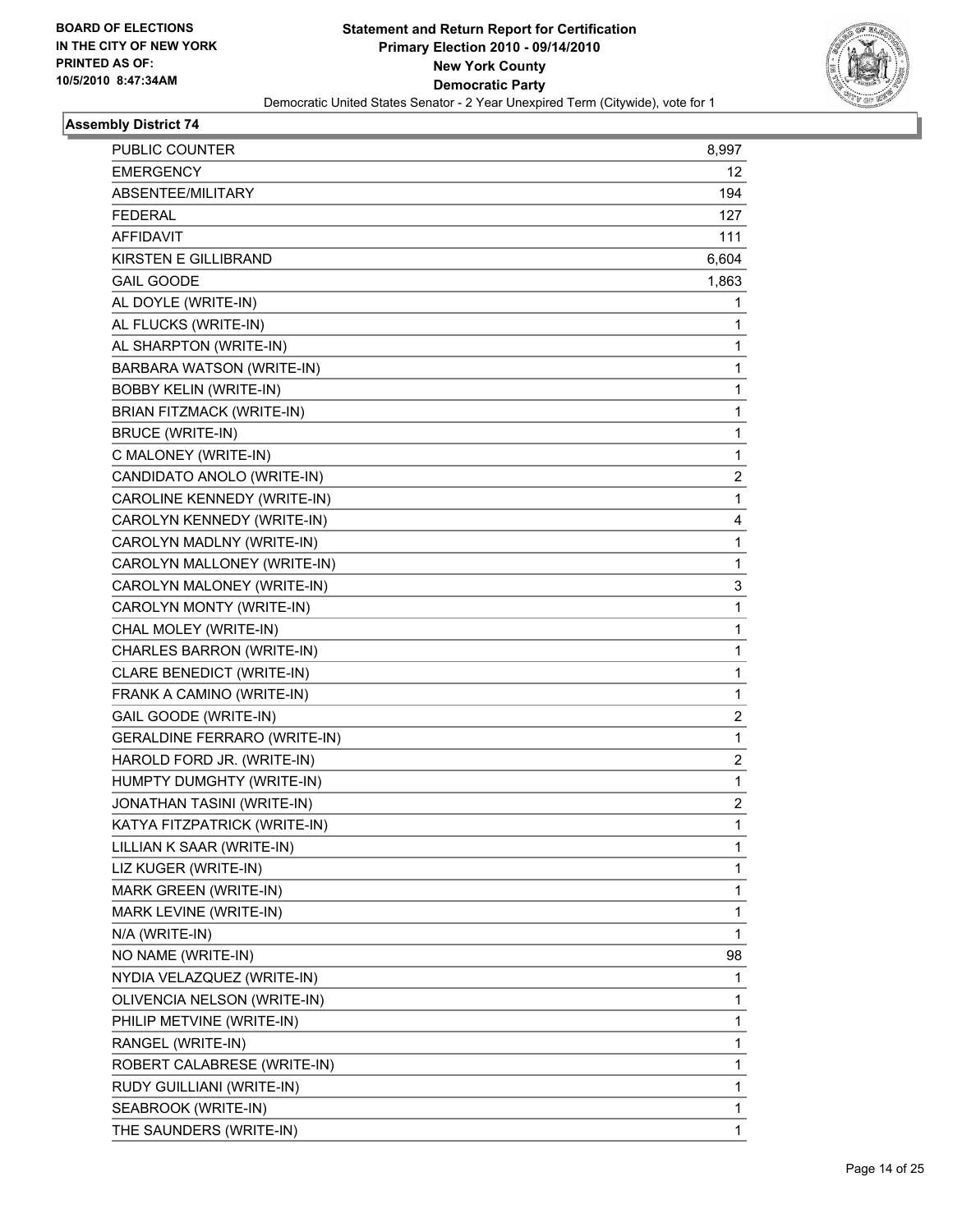**BOARD OF ELECTIONS IN THE CITY OF NEW YORK PRINTED AS OF: 10/5/2010 8:47:34AM**

# Statement and Return Report for Certification
## Primary Election 2010 - 09/14/2010
## New York County
## Democratic Party
### Democratic United States Senator - 2 Year Unexpired Term (Citywide), vote for 1

### Assembly District 74

| | |
|---|---|
| PUBLIC COUNTER | 8,997 |
| EMERGENCY | 12 |
| ABSENTEE/MILITARY | 194 |
| FEDERAL | 127 |
| AFFIDAVIT | 111 |
| KIRSTEN E GILLIBRAND | 6,604 |
| GAIL GOODE | 1,863 |
| AL DOYLE (WRITE-IN) | 1 |
| AL FLUCKS (WRITE-IN) | 1 |
| AL SHARPTON (WRITE-IN) | 1 |
| BARBARA WATSON (WRITE-IN) | 1 |
| BOBBY KELIN (WRITE-IN) | 1 |
| BRIAN FITZMACK (WRITE-IN) | 1 |
| BRUCE (WRITE-IN) | 1 |
| C MALONEY (WRITE-IN) | 1 |
| CANDIDATO ANOLO (WRITE-IN) | 2 |
| CAROLINE KENNEDY (WRITE-IN) | 1 |
| CAROLYN KENNEDY (WRITE-IN) | 4 |
| CAROLYN MADLNY (WRITE-IN) | 1 |
| CAROLYN MALLONEY (WRITE-IN) | 1 |
| CAROLYN MALONEY (WRITE-IN) | 3 |
| CAROLYN MONTY (WRITE-IN) | 1 |
| CHAL MOLEY (WRITE-IN) | 1 |
| CHARLES BARRON (WRITE-IN) | 1 |
| CLARE BENEDICT (WRITE-IN) | 1 |
| FRANK A CAMINO (WRITE-IN) | 1 |
| GAIL GOODE (WRITE-IN) | 2 |
| GERALDINE FERRARO (WRITE-IN) | 1 |
| HAROLD FORD JR. (WRITE-IN) | 2 |
| HUMPTY DUMGHTY (WRITE-IN) | 1 |
| JONATHAN TASINI (WRITE-IN) | 2 |
| KATYA FITZPATRICK (WRITE-IN) | 1 |
| LILLIAN K SAAR (WRITE-IN) | 1 |
| LIZ KUGER (WRITE-IN) | 1 |
| MARK GREEN (WRITE-IN) | 1 |
| MARK LEVINE (WRITE-IN) | 1 |
| N/A (WRITE-IN) | 1 |
| NO NAME (WRITE-IN) | 98 |
| NYDIA VELAZQUEZ (WRITE-IN) | 1 |
| OLIVENCIA NELSON (WRITE-IN) | 1 |
| PHILIP METVINE (WRITE-IN) | 1 |
| RANGEL (WRITE-IN) | 1 |
| ROBERT CALABRESE (WRITE-IN) | 1 |
| RUDY GUILLIANI (WRITE-IN) | 1 |
| SEABROOK (WRITE-IN) | 1 |
| THE SAUNDERS (WRITE-IN) | 1 |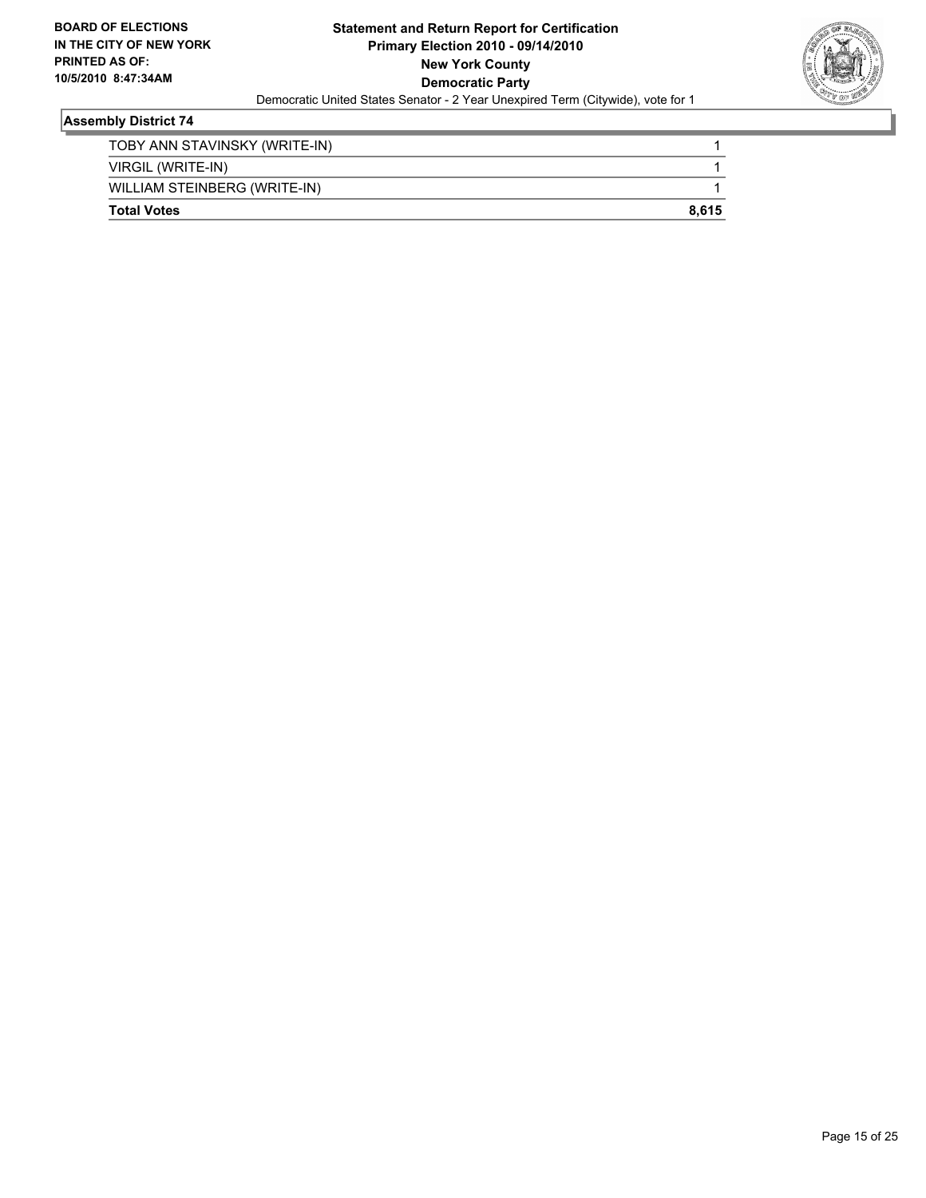**BOARD OF ELECTIONS IN THE CITY OF NEW YORK PRINTED AS OF: 10/5/2010 8:47:34AM**

**Statement and Return Report for Certification Primary Election 2010 - 09/14/2010 New York County Democratic Party**

Democratic United States Senator - 2 Year Unexpired Term (Citywide), vote for 1

### Assembly District 74

| | |
|---|---|
| TOBY ANN STAVINSKY (WRITE-IN) | 1 |
| VIRGIL (WRITE-IN) | 1 |
| WILLIAM STEINBERG (WRITE-IN) | 1 |
| **Total Votes** | **8,615** |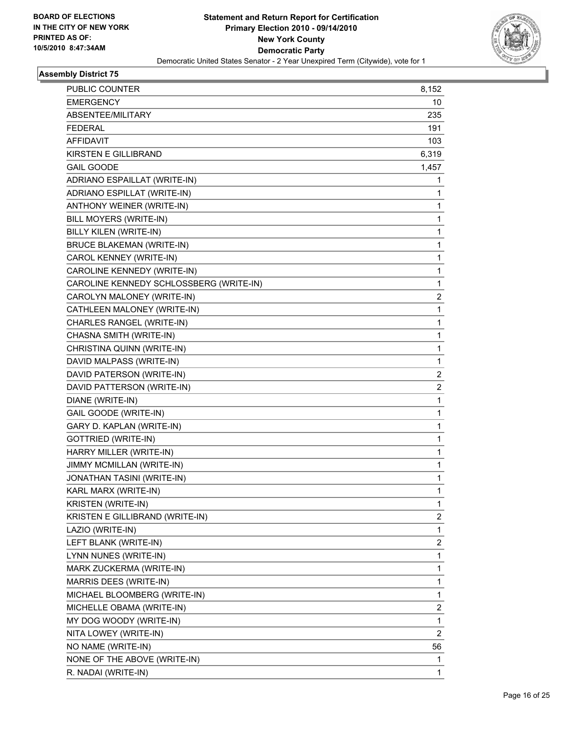BOARD OF ELECTIONS
IN THE CITY OF NEW YORK
PRINTED AS OF:
10/5/2010 8:47:34AM

**Statement and Return Report for Certification**
**Primary Election 2010 - 09/14/2010**
**New York County**
**Democratic Party**
Democratic United States Senator - 2 Year Unexpired Term (Citywide), vote for 1

### Assembly District 75

| | |
|---|---|
| PUBLIC COUNTER | 8,152 |
| EMERGENCY | 10 |
| ABSENTEE/MILITARY | 235 |
| FEDERAL | 191 |
| AFFIDAVIT | 103 |
| KIRSTEN E GILLIBRAND | 6,319 |
| GAIL GOODE | 1,457 |
| ADRIANO ESPAILLAT (WRITE-IN) | 1 |
| ADRIANO ESPILLAT (WRITE-IN) | 1 |
| ANTHONY WEINER (WRITE-IN) | 1 |
| BILL MOYERS (WRITE-IN) | 1 |
| BILLY KILEN (WRITE-IN) | 1 |
| BRUCE BLAKEMAN (WRITE-IN) | 1 |
| CAROL KENNEY (WRITE-IN) | 1 |
| CAROLINE KENNEDY (WRITE-IN) | 1 |
| CAROLINE KENNEDY SCHLOSSBERG (WRITE-IN) | 1 |
| CAROLYN MALONEY (WRITE-IN) | 2 |
| CATHLEEN MALONEY (WRITE-IN) | 1 |
| CHARLES RANGEL (WRITE-IN) | 1 |
| CHASNA SMITH (WRITE-IN) | 1 |
| CHRISTINA QUINN (WRITE-IN) | 1 |
| DAVID MALPASS (WRITE-IN) | 1 |
| DAVID PATERSON (WRITE-IN) | 2 |
| DAVID PATTERSON (WRITE-IN) | 2 |
| DIANE (WRITE-IN) | 1 |
| GAIL GOODE (WRITE-IN) | 1 |
| GARY D. KAPLAN (WRITE-IN) | 1 |
| GOTTRIED (WRITE-IN) | 1 |
| HARRY MILLER (WRITE-IN) | 1 |
| JIMMY MCMILLAN (WRITE-IN) | 1 |
| JONATHAN TASINI (WRITE-IN) | 1 |
| KARL MARX (WRITE-IN) | 1 |
| KRISTEN (WRITE-IN) | 1 |
| KRISTEN E GILLIBRAND (WRITE-IN) | 2 |
| LAZIO (WRITE-IN) | 1 |
| LEFT BLANK (WRITE-IN) | 2 |
| LYNN NUNES (WRITE-IN) | 1 |
| MARK ZUCKERMA (WRITE-IN) | 1 |
| MARRIS DEES (WRITE-IN) | 1 |
| MICHAEL BLOOMBERG (WRITE-IN) | 1 |
| MICHELLE OBAMA (WRITE-IN) | 2 |
| MY DOG WOODY (WRITE-IN) | 1 |
| NITA LOWEY (WRITE-IN) | 2 |
| NO NAME (WRITE-IN) | 56 |
| NONE OF THE ABOVE (WRITE-IN) | 1 |
| R. NADAI (WRITE-IN) | 1 |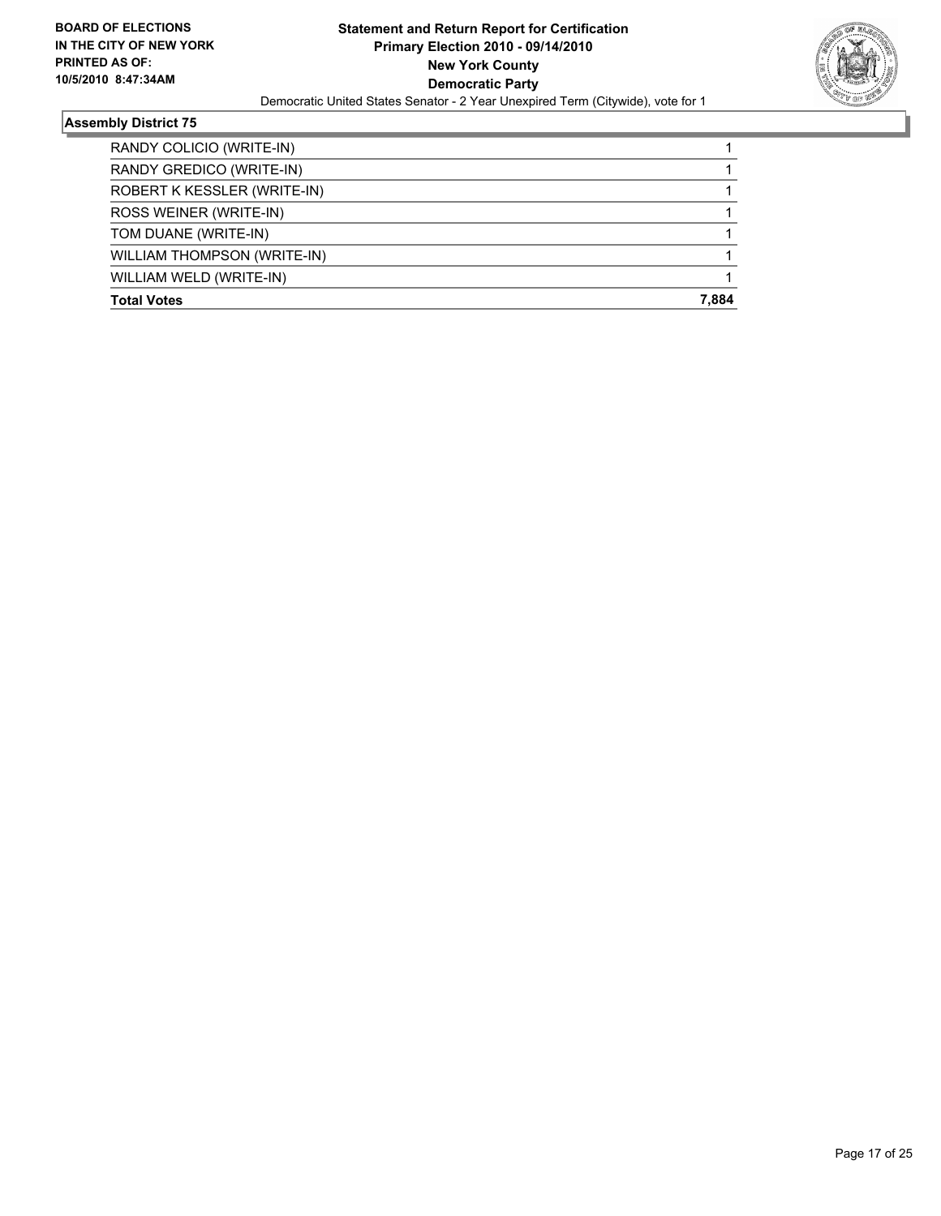**BOARD OF ELECTIONS IN THE CITY OF NEW YORK PRINTED AS OF: 10/5/2010 8:47:34AM**

**Statement and Return Report for Certification**
**Primary Election 2010 - 09/14/2010**
**New York County**
**Democratic Party**
Democratic United States Senator - 2 Year Unexpired Term (Citywide), vote for 1

### Assembly District 75

| | |
|---|---|
| RANDY COLICIO (WRITE-IN) | 1 |
| RANDY GREDICO (WRITE-IN) | 1 |
| ROBERT K KESSLER (WRITE-IN) | 1 |
| ROSS WEINER (WRITE-IN) | 1 |
| TOM DUANE (WRITE-IN) | 1 |
| WILLIAM THOMPSON (WRITE-IN) | 1 |
| WILLIAM WELD (WRITE-IN) | 1 |
| **Total Votes** | **7,884** |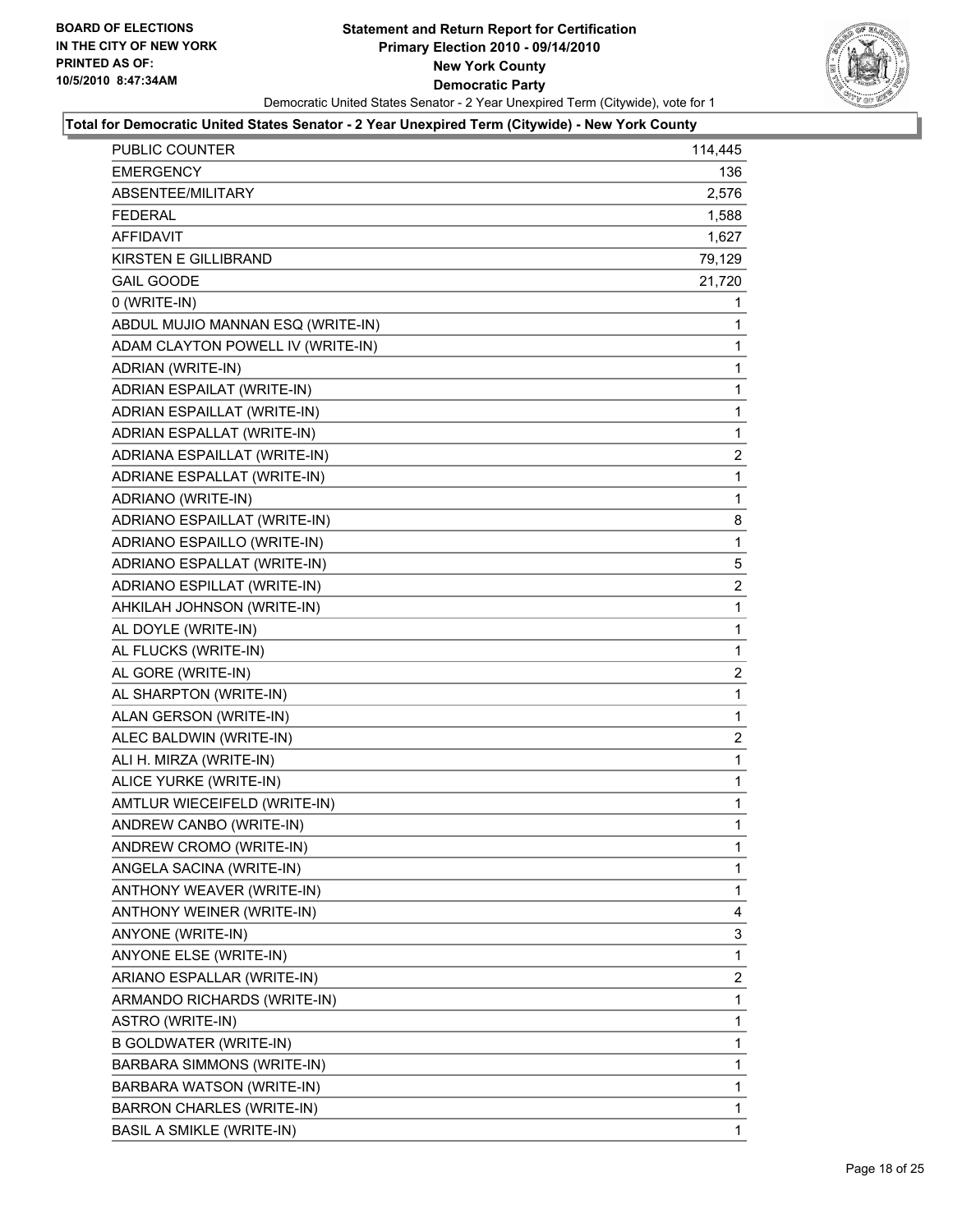**BOARD OF ELECTIONS IN THE CITY OF NEW YORK PRINTED AS OF: 10/5/2010 8:47:34AM**

# Statement and Return Report for Certification
## Primary Election 2010 - 09/14/2010
## New York County
## Democratic Party

Democratic United States Senator - 2 Year Unexpired Term (Citywide), vote for 1

**Total for Democratic United States Senator - 2 Year Unexpired Term (Citywide) - New York County**

| | |
|---|---|
| PUBLIC COUNTER | 114,445 |
| EMERGENCY | 136 |
| ABSENTEE/MILITARY | 2,576 |
| FEDERAL | 1,588 |
| AFFIDAVIT | 1,627 |
| KIRSTEN E GILLIBRAND | 79,129 |
| GAIL GOODE | 21,720 |
| 0 (WRITE-IN) | 1 |
| ABDUL MUJIO MANNAN ESQ (WRITE-IN) | 1 |
| ADAM CLAYTON POWELL IV (WRITE-IN) | 1 |
| ADRIAN (WRITE-IN) | 1 |
| ADRIAN ESPAILAT (WRITE-IN) | 1 |
| ADRIAN ESPAILLAT (WRITE-IN) | 1 |
| ADRIAN ESPALLAT (WRITE-IN) | 1 |
| ADRIANA ESPAILLAT (WRITE-IN) | 2 |
| ADRIANE ESPALLAT (WRITE-IN) | 1 |
| ADRIANO (WRITE-IN) | 1 |
| ADRIANO ESPAILLAT (WRITE-IN) | 8 |
| ADRIANO ESPAILLO (WRITE-IN) | 1 |
| ADRIANO ESPALLAT (WRITE-IN) | 5 |
| ADRIANO ESPILLAT (WRITE-IN) | 2 |
| AHKILAH JOHNSON (WRITE-IN) | 1 |
| AL DOYLE (WRITE-IN) | 1 |
| AL FLUCKS (WRITE-IN) | 1 |
| AL GORE (WRITE-IN) | 2 |
| AL SHARPTON (WRITE-IN) | 1 |
| ALAN GERSON (WRITE-IN) | 1 |
| ALEC BALDWIN (WRITE-IN) | 2 |
| ALI H. MIRZA (WRITE-IN) | 1 |
| ALICE YURKE (WRITE-IN) | 1 |
| AMTLUR WIECEIFELD (WRITE-IN) | 1 |
| ANDREW CANBO (WRITE-IN) | 1 |
| ANDREW CROMO (WRITE-IN) | 1 |
| ANGELA SACINA (WRITE-IN) | 1 |
| ANTHONY WEAVER (WRITE-IN) | 1 |
| ANTHONY WEINER (WRITE-IN) | 4 |
| ANYONE (WRITE-IN) | 3 |
| ANYONE ELSE (WRITE-IN) | 1 |
| ARIANO ESPALLAR (WRITE-IN) | 2 |
| ARMANDO RICHARDS (WRITE-IN) | 1 |
| ASTRO (WRITE-IN) | 1 |
| B GOLDWATER (WRITE-IN) | 1 |
| BARBARA SIMMONS (WRITE-IN) | 1 |
| BARBARA WATSON (WRITE-IN) | 1 |
| BARRON CHARLES (WRITE-IN) | 1 |
| BASIL A SMIKLE (WRITE-IN) | 1 |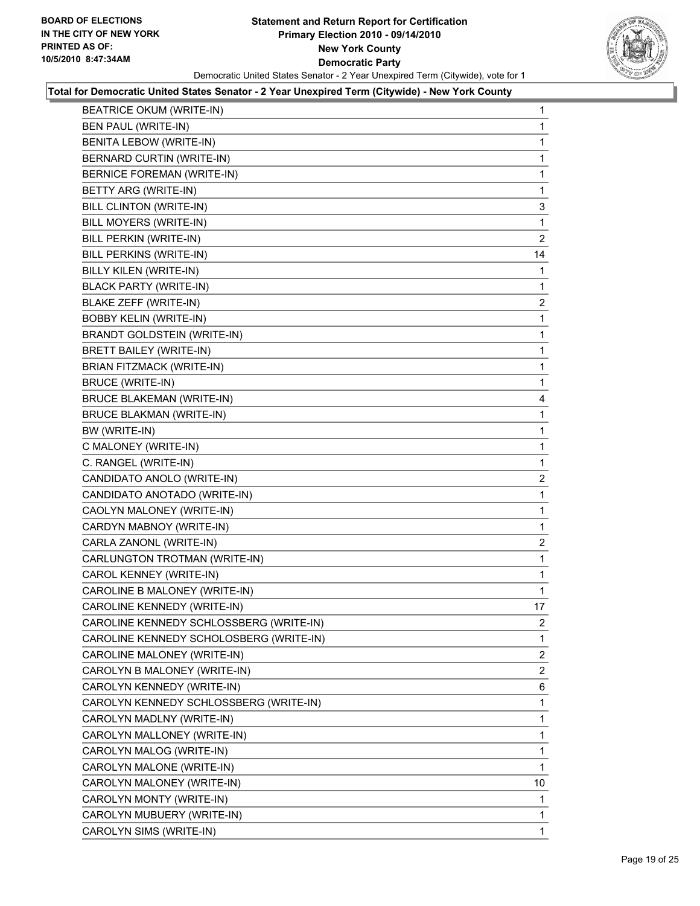**BOARD OF ELECTIONS**
**IN THE CITY OF NEW YORK**
**PRINTED AS OF:**
**10/5/2010 8:47:34AM**

# Statement and Return Report for Certification
## Primary Election 2010 - 09/14/2010
## New York County
## Democratic Party

Democratic United States Senator - 2 Year Unexpired Term (Citywide), vote for 1

**Total for Democratic United States Senator - 2 Year Unexpired Term (Citywide) - New York County**

| | |
|---|---|
| BEATRICE OKUM (WRITE-IN) | 1 |
| BEN PAUL (WRITE-IN) | 1 |
| BENITA LEBOW (WRITE-IN) | 1 |
| BERNARD CURTIN (WRITE-IN) | 1 |
| BERNICE FOREMAN (WRITE-IN) | 1 |
| BETTY ARG (WRITE-IN) | 1 |
| BILL CLINTON (WRITE-IN) | 3 |
| BILL MOYERS (WRITE-IN) | 1 |
| BILL PERKIN (WRITE-IN) | 2 |
| BILL PERKINS (WRITE-IN) | 14 |
| BILLY KILEN (WRITE-IN) | 1 |
| BLACK PARTY (WRITE-IN) | 1 |
| BLAKE ZEFF (WRITE-IN) | 2 |
| BOBBY KELIN (WRITE-IN) | 1 |
| BRANDT GOLDSTEIN (WRITE-IN) | 1 |
| BRETT BAILEY (WRITE-IN) | 1 |
| BRIAN FITZMACK (WRITE-IN) | 1 |
| BRUCE (WRITE-IN) | 1 |
| BRUCE BLAKEMAN (WRITE-IN) | 4 |
| BRUCE BLAKMAN (WRITE-IN) | 1 |
| BW (WRITE-IN) | 1 |
| C MALONEY (WRITE-IN) | 1 |
| C. RANGEL (WRITE-IN) | 1 |
| CANDIDATO ANOLO (WRITE-IN) | 2 |
| CANDIDATO ANOTADO (WRITE-IN) | 1 |
| CAOLYN MALONEY (WRITE-IN) | 1 |
| CARDYN MABNOY (WRITE-IN) | 1 |
| CARLA ZANONL (WRITE-IN) | 2 |
| CARLUNGTON TROTMAN (WRITE-IN) | 1 |
| CAROL KENNEY (WRITE-IN) | 1 |
| CAROLINE B MALONEY (WRITE-IN) | 1 |
| CAROLINE KENNEDY (WRITE-IN) | 17 |
| CAROLINE KENNEDY SCHLOSSBERG (WRITE-IN) | 2 |
| CAROLINE KENNEDY SCHOLOSBERG (WRITE-IN) | 1 |
| CAROLINE MALONEY (WRITE-IN) | 2 |
| CAROLYN B MALONEY (WRITE-IN) | 2 |
| CAROLYN KENNEDY (WRITE-IN) | 6 |
| CAROLYN KENNEDY SCHLOSSBERG (WRITE-IN) | 1 |
| CAROLYN MADLNY (WRITE-IN) | 1 |
| CAROLYN MALLONEY (WRITE-IN) | 1 |
| CAROLYN MALOG (WRITE-IN) | 1 |
| CAROLYN MALONE (WRITE-IN) | 1 |
| CAROLYN MALONEY (WRITE-IN) | 10 |
| CAROLYN MONTY (WRITE-IN) | 1 |
| CAROLYN MUBUERY (WRITE-IN) | 1 |
| CAROLYN SIMS (WRITE-IN) | 1 |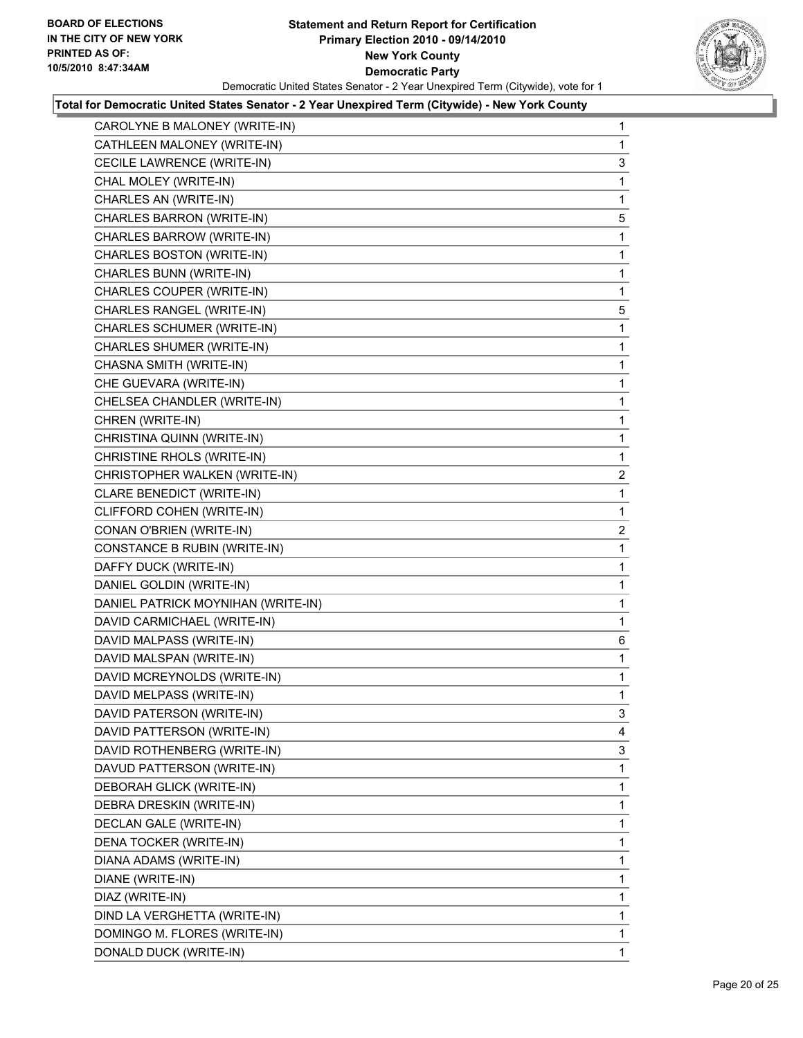**Statement and Return Report for Certification**
**Primary Election 2010 - 09/14/2010**
**New York County**
**Democratic Party**
Democratic United States Senator - 2 Year Unexpired Term (Citywide), vote for 1

BOARD OF ELECTIONS
IN THE CITY OF NEW YORK
PRINTED AS OF:
10/5/2010 8:47:34AM

**Total for Democratic United States Senator - 2 Year Unexpired Term (Citywide) - New York County**

| Candidate | Votes |
|---|---|
| CAROLYNE B MALONEY (WRITE-IN) | 1 |
| CATHLEEN MALONEY (WRITE-IN) | 1 |
| CECILE LAWRENCE (WRITE-IN) | 3 |
| CHAL MOLEY (WRITE-IN) | 1 |
| CHARLES AN (WRITE-IN) | 1 |
| CHARLES BARRON (WRITE-IN) | 5 |
| CHARLES BARROW (WRITE-IN) | 1 |
| CHARLES BOSTON (WRITE-IN) | 1 |
| CHARLES BUNN (WRITE-IN) | 1 |
| CHARLES COUPER (WRITE-IN) | 1 |
| CHARLES RANGEL (WRITE-IN) | 5 |
| CHARLES SCHUMER (WRITE-IN) | 1 |
| CHARLES SHUMER (WRITE-IN) | 1 |
| CHASNA SMITH (WRITE-IN) | 1 |
| CHE GUEVARA (WRITE-IN) | 1 |
| CHELSEA CHANDLER (WRITE-IN) | 1 |
| CHREN (WRITE-IN) | 1 |
| CHRISTINA QUINN (WRITE-IN) | 1 |
| CHRISTINE RHOLS (WRITE-IN) | 1 |
| CHRISTOPHER WALKEN (WRITE-IN) | 2 |
| CLARE BENEDICT (WRITE-IN) | 1 |
| CLIFFORD COHEN (WRITE-IN) | 1 |
| CONAN O'BRIEN (WRITE-IN) | 2 |
| CONSTANCE B RUBIN (WRITE-IN) | 1 |
| DAFFY DUCK (WRITE-IN) | 1 |
| DANIEL GOLDIN (WRITE-IN) | 1 |
| DANIEL PATRICK MOYNIHAN (WRITE-IN) | 1 |
| DAVID CARMICHAEL (WRITE-IN) | 1 |
| DAVID MALPASS (WRITE-IN) | 6 |
| DAVID MALSPAN (WRITE-IN) | 1 |
| DAVID MCREYNOLDS (WRITE-IN) | 1 |
| DAVID MELPASS (WRITE-IN) | 1 |
| DAVID PATERSON (WRITE-IN) | 3 |
| DAVID PATTERSON (WRITE-IN) | 4 |
| DAVID ROTHENBERG (WRITE-IN) | 3 |
| DAVUD PATTERSON (WRITE-IN) | 1 |
| DEBORAH GLICK (WRITE-IN) | 1 |
| DEBRA DRESKIN (WRITE-IN) | 1 |
| DECLAN GALE (WRITE-IN) | 1 |
| DENA TOCKER (WRITE-IN) | 1 |
| DIANA ADAMS (WRITE-IN) | 1 |
| DIANE (WRITE-IN) | 1 |
| DIAZ (WRITE-IN) | 1 |
| DIND LA VERGHETTA (WRITE-IN) | 1 |
| DOMINGO M. FLORES (WRITE-IN) | 1 |
| DONALD DUCK (WRITE-IN) | 1 |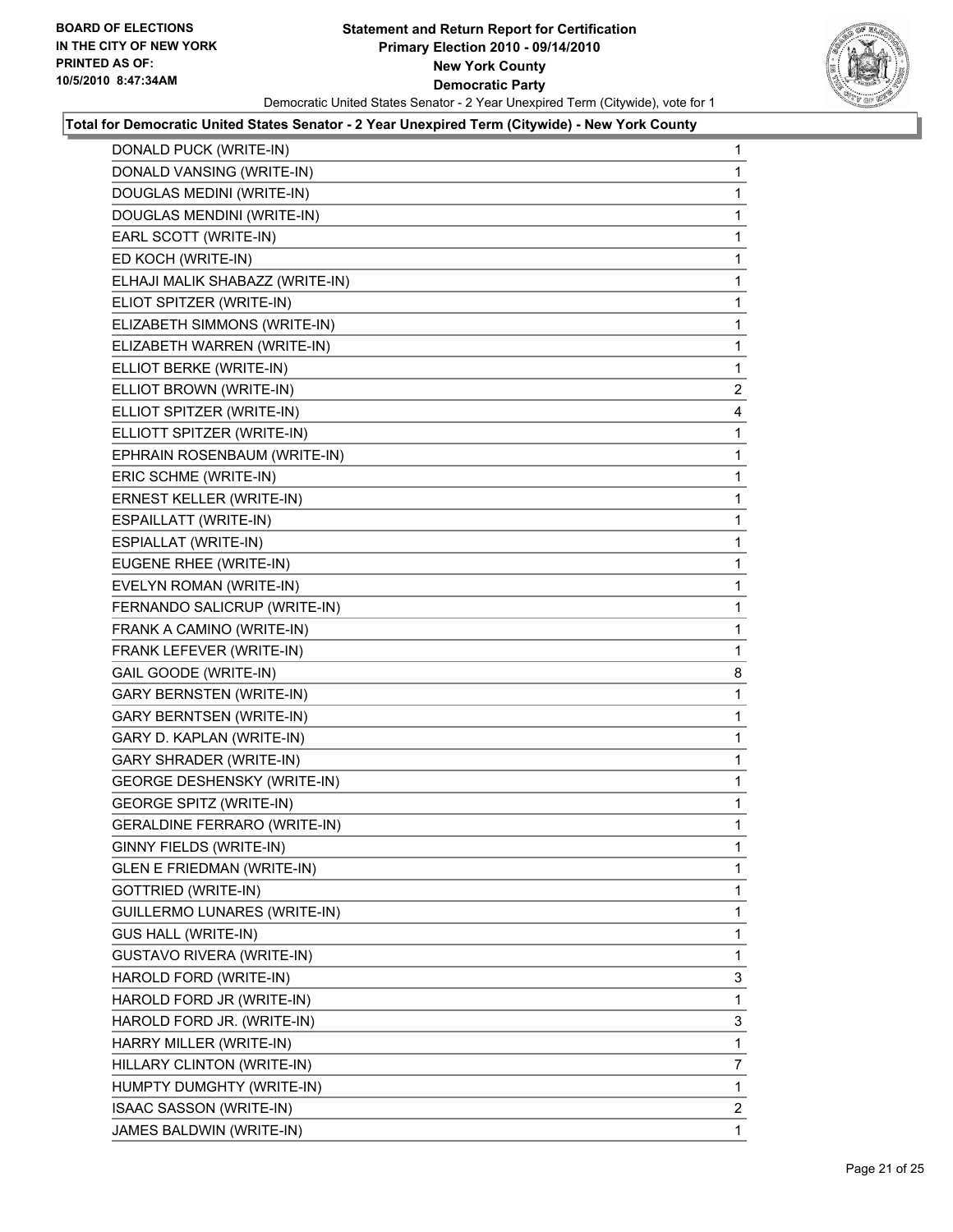**Total for Democratic United States Senator - 2 Year Unexpired Term (Citywide) - New York County**

| | |
|---|---|
| DONALD PUCK (WRITE-IN) | 1 |
| DONALD VANSING (WRITE-IN) | 1 |
| DOUGLAS MEDINI (WRITE-IN) | 1 |
| DOUGLAS MENDINI (WRITE-IN) | 1 |
| EARL SCOTT (WRITE-IN) | 1 |
| ED KOCH (WRITE-IN) | 1 |
| ELHAJI MALIK SHABAZZ (WRITE-IN) | 1 |
| ELIOT SPITZER (WRITE-IN) | 1 |
| ELIZABETH SIMMONS (WRITE-IN) | 1 |
| ELIZABETH WARREN (WRITE-IN) | 1 |
| ELLIOT BERKE (WRITE-IN) | 1 |
| ELLIOT BROWN (WRITE-IN) | 2 |
| ELLIOT SPITZER (WRITE-IN) | 4 |
| ELLIOTT SPITZER (WRITE-IN) | 1 |
| EPHRAIN ROSENBAUM (WRITE-IN) | 1 |
| ERIC SCHME (WRITE-IN) | 1 |
| ERNEST KELLER (WRITE-IN) | 1 |
| ESPAILLATT (WRITE-IN) | 1 |
| ESPIALLAT (WRITE-IN) | 1 |
| EUGENE RHEE (WRITE-IN) | 1 |
| EVELYN ROMAN (WRITE-IN) | 1 |
| FERNANDO SALICRUP (WRITE-IN) | 1 |
| FRANK A CAMINO (WRITE-IN) | 1 |
| FRANK LEFEVER (WRITE-IN) | 1 |
| GAIL GOODE (WRITE-IN) | 8 |
| GARY BERNSTEN (WRITE-IN) | 1 |
| GARY BERNTSEN (WRITE-IN) | 1 |
| GARY D. KAPLAN (WRITE-IN) | 1 |
| GARY SHRADER (WRITE-IN) | 1 |
| GEORGE DESHENSKY (WRITE-IN) | 1 |
| GEORGE SPITZ (WRITE-IN) | 1 |
| GERALDINE FERRARO (WRITE-IN) | 1 |
| GINNY FIELDS (WRITE-IN) | 1 |
| GLEN E FRIEDMAN (WRITE-IN) | 1 |
| GOTTRIED (WRITE-IN) | 1 |
| GUILLERMO LUNARES (WRITE-IN) | 1 |
| GUS HALL (WRITE-IN) | 1 |
| GUSTAVO RIVERA (WRITE-IN) | 1 |
| HAROLD FORD (WRITE-IN) | 3 |
| HAROLD FORD JR (WRITE-IN) | 1 |
| HAROLD FORD JR. (WRITE-IN) | 3 |
| HARRY MILLER (WRITE-IN) | 1 |
| HILLARY CLINTON (WRITE-IN) | 7 |
| HUMPTY DUMGHTY (WRITE-IN) | 1 |
| ISAAC SASSON (WRITE-IN) | 2 |
| JAMES BALDWIN (WRITE-IN) | 1 |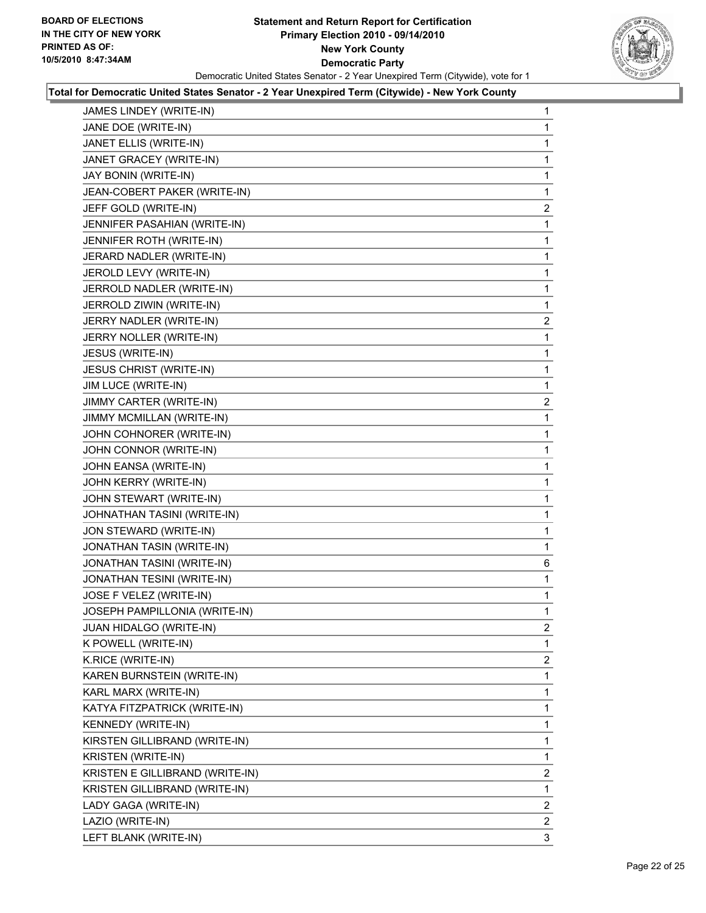**BOARD OF ELECTIONS IN THE CITY OF NEW YORK PRINTED AS OF: 10/5/2010 8:47:34AM**

# Statement and Return Report for Certification
## Primary Election 2010 - 09/14/2010
## New York County
## Democratic Party

Democratic United States Senator - 2 Year Unexpired Term (Citywide), vote for 1

**Total for Democratic United States Senator - 2 Year Unexpired Term (Citywide) - New York County**

| | |
|---|---|
| JAMES LINDEY (WRITE-IN) | 1 |
| JANE DOE (WRITE-IN) | 1 |
| JANET ELLIS (WRITE-IN) | 1 |
| JANET GRACEY (WRITE-IN) | 1 |
| JAY BONIN (WRITE-IN) | 1 |
| JEAN-COBERT PAKER (WRITE-IN) | 1 |
| JEFF GOLD (WRITE-IN) | 2 |
| JENNIFER PASAHIAN (WRITE-IN) | 1 |
| JENNIFER ROTH (WRITE-IN) | 1 |
| JERARD NADLER (WRITE-IN) | 1 |
| JEROLD LEVY (WRITE-IN) | 1 |
| JERROLD NADLER (WRITE-IN) | 1 |
| JERROLD ZIWIN (WRITE-IN) | 1 |
| JERRY NADLER (WRITE-IN) | 2 |
| JERRY NOLLER (WRITE-IN) | 1 |
| JESUS (WRITE-IN) | 1 |
| JESUS CHRIST (WRITE-IN) | 1 |
| JIM LUCE (WRITE-IN) | 1 |
| JIMMY CARTER (WRITE-IN) | 2 |
| JIMMY MCMILLAN (WRITE-IN) | 1 |
| JOHN COHNORER (WRITE-IN) | 1 |
| JOHN CONNOR (WRITE-IN) | 1 |
| JOHN EANSA (WRITE-IN) | 1 |
| JOHN KERRY (WRITE-IN) | 1 |
| JOHN STEWART (WRITE-IN) | 1 |
| JOHNATHAN TASINI (WRITE-IN) | 1 |
| JON STEWARD (WRITE-IN) | 1 |
| JONATHAN TASIN (WRITE-IN) | 1 |
| JONATHAN TASINI (WRITE-IN) | 6 |
| JONATHAN TESINI (WRITE-IN) | 1 |
| JOSE F VELEZ (WRITE-IN) | 1 |
| JOSEPH PAMPILLONIA (WRITE-IN) | 1 |
| JUAN HIDALGO (WRITE-IN) | 2 |
| K POWELL (WRITE-IN) | 1 |
| K.RICE (WRITE-IN) | 2 |
| KAREN BURNSTEIN (WRITE-IN) | 1 |
| KARL MARX (WRITE-IN) | 1 |
| KATYA FITZPATRICK (WRITE-IN) | 1 |
| KENNEDY (WRITE-IN) | 1 |
| KIRSTEN GILLIBRAND (WRITE-IN) | 1 |
| KRISTEN (WRITE-IN) | 1 |
| KRISTEN E GILLIBRAND (WRITE-IN) | 2 |
| KRISTEN GILLIBRAND (WRITE-IN) | 1 |
| LADY GAGA (WRITE-IN) | 2 |
| LAZIO (WRITE-IN) | 2 |
| LEFT BLANK (WRITE-IN) | 3 |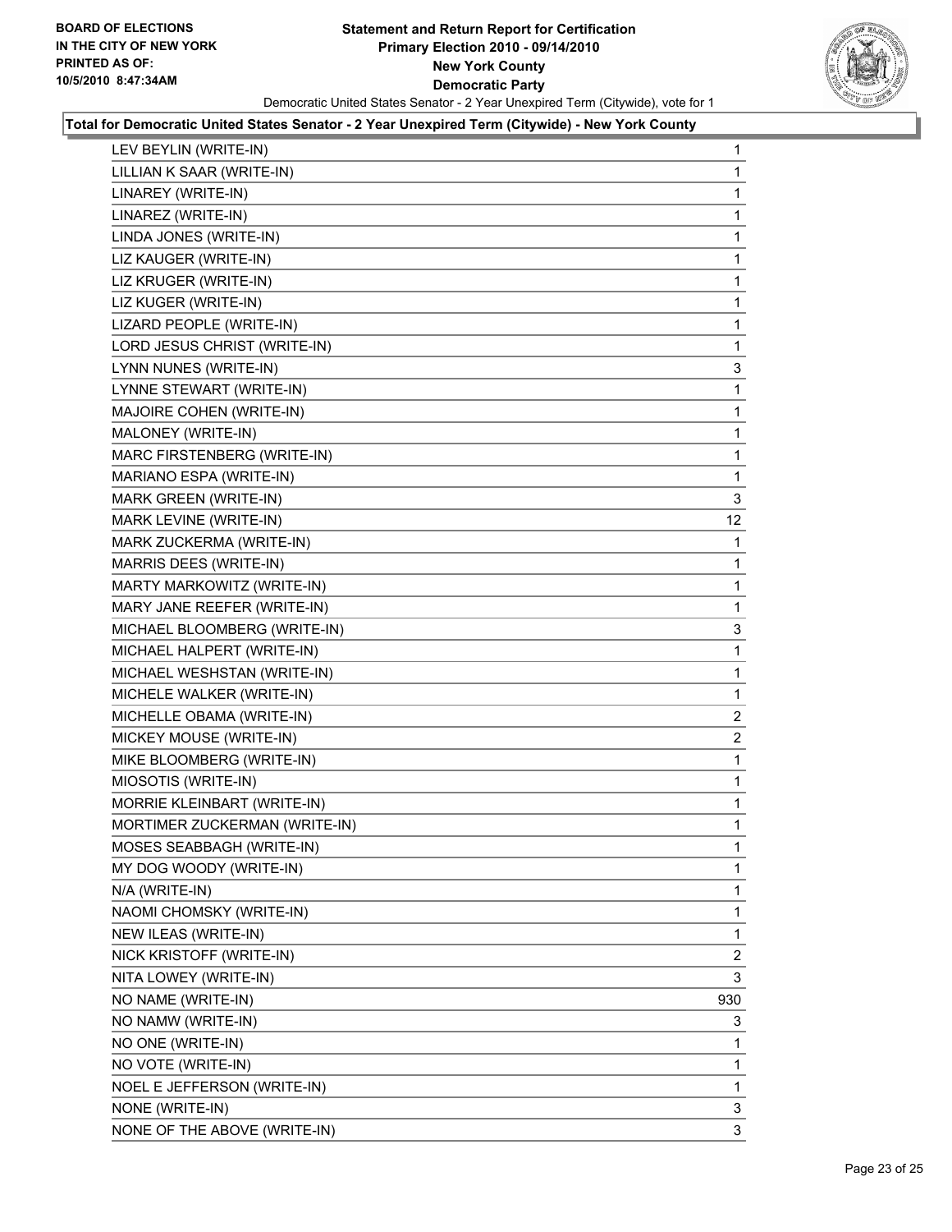**BOARD OF ELECTIONS**
**IN THE CITY OF NEW YORK**
**PRINTED AS OF:**
**10/5/2010 8:47:34AM**

# Statement and Return Report for Certification
## Primary Election 2010 - 09/14/2010
## New York County
## Democratic Party

Democratic United States Senator - 2 Year Unexpired Term (Citywide), vote for 1

### Total for Democratic United States Senator - 2 Year Unexpired Term (Citywide) - New York County

| | |
|---|---|
| LEV BEYLIN (WRITE-IN) | 1 |
| LILLIAN K SAAR (WRITE-IN) | 1 |
| LINAREY (WRITE-IN) | 1 |
| LINAREZ (WRITE-IN) | 1 |
| LINDA JONES (WRITE-IN) | 1 |
| LIZ KAUGER (WRITE-IN) | 1 |
| LIZ KRUGER (WRITE-IN) | 1 |
| LIZ KUGER (WRITE-IN) | 1 |
| LIZARD PEOPLE (WRITE-IN) | 1 |
| LORD JESUS CHRIST (WRITE-IN) | 1 |
| LYNN NUNES (WRITE-IN) | 3 |
| LYNNE STEWART (WRITE-IN) | 1 |
| MAJOIRE COHEN (WRITE-IN) | 1 |
| MALONEY (WRITE-IN) | 1 |
| MARC FIRSTENBERG (WRITE-IN) | 1 |
| MARIANO ESPA (WRITE-IN) | 1 |
| MARK GREEN (WRITE-IN) | 3 |
| MARK LEVINE (WRITE-IN) | 12 |
| MARK ZUCKERMA (WRITE-IN) | 1 |
| MARRIS DEES (WRITE-IN) | 1 |
| MARTY MARKOWITZ (WRITE-IN) | 1 |
| MARY JANE REEFER (WRITE-IN) | 1 |
| MICHAEL BLOOMBERG (WRITE-IN) | 3 |
| MICHAEL HALPERT (WRITE-IN) | 1 |
| MICHAEL WESHSTAN (WRITE-IN) | 1 |
| MICHELE WALKER (WRITE-IN) | 1 |
| MICHELLE OBAMA (WRITE-IN) | 2 |
| MICKEY MOUSE (WRITE-IN) | 2 |
| MIKE BLOOMBERG (WRITE-IN) | 1 |
| MIOSOTIS (WRITE-IN) | 1 |
| MORRIE KLEINBART (WRITE-IN) | 1 |
| MORTIMER ZUCKERMAN (WRITE-IN) | 1 |
| MOSES SEABBAGH (WRITE-IN) | 1 |
| MY DOG WOODY (WRITE-IN) | 1 |
| N/A (WRITE-IN) | 1 |
| NAOMI CHOMSKY (WRITE-IN) | 1 |
| NEW ILEAS (WRITE-IN) | 1 |
| NICK KRISTOFF (WRITE-IN) | 2 |
| NITA LOWEY (WRITE-IN) | 3 |
| NO NAME (WRITE-IN) | 930 |
| NO NAMW (WRITE-IN) | 3 |
| NO ONE (WRITE-IN) | 1 |
| NO VOTE (WRITE-IN) | 1 |
| NOEL E JEFFERSON (WRITE-IN) | 1 |
| NONE (WRITE-IN) | 3 |
| NONE OF THE ABOVE (WRITE-IN) | 3 |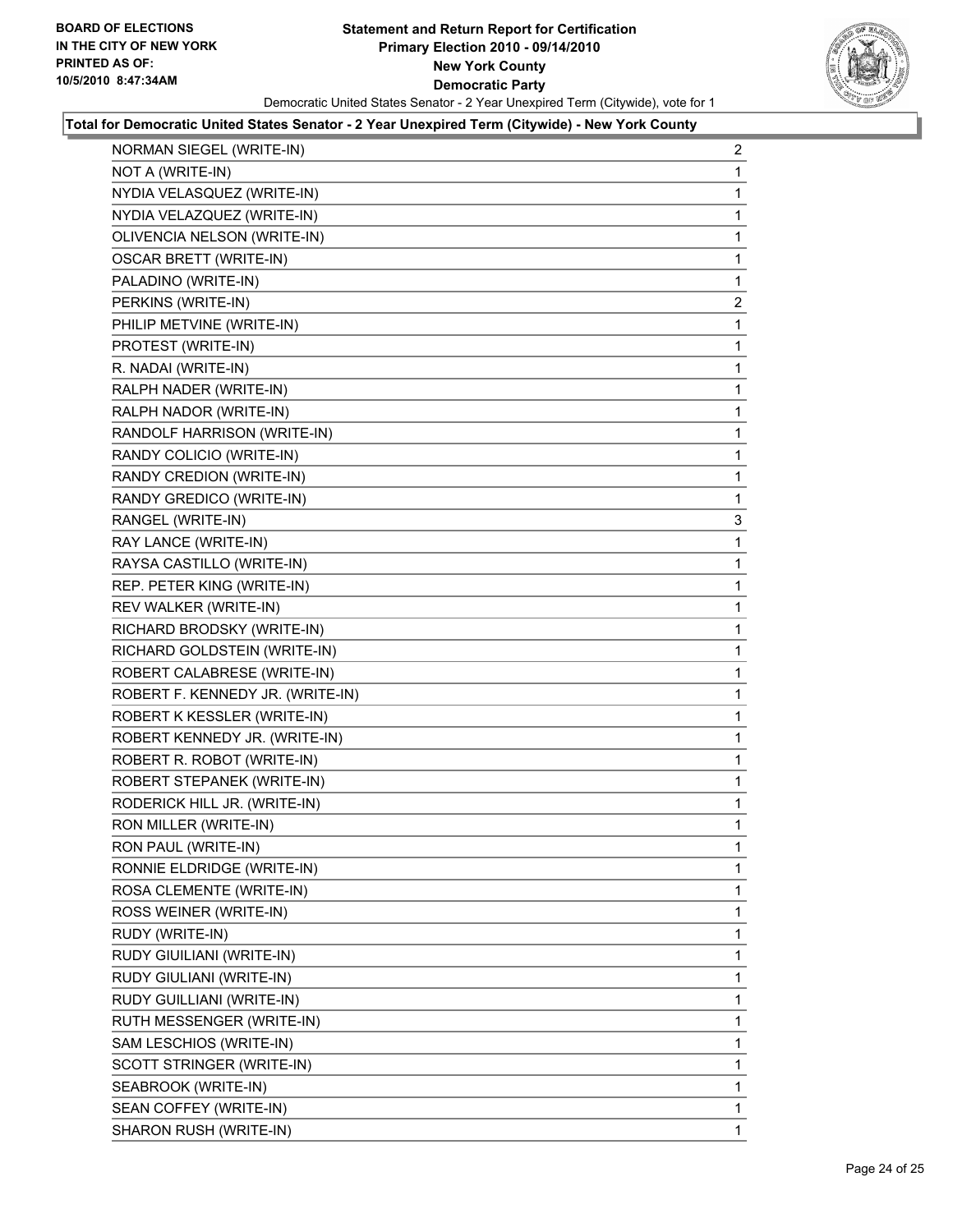**BOARD OF ELECTIONS IN THE CITY OF NEW YORK PRINTED AS OF: 10/5/2010 8:47:34AM**

# Statement and Return Report for Certification
## Primary Election 2010 - 09/14/2010
## New York County
## Democratic Party

Democratic United States Senator - 2 Year Unexpired Term (Citywide), vote for 1

**Total for Democratic United States Senator - 2 Year Unexpired Term (Citywide) - New York County**

| | |
|---|---|
| NORMAN SIEGEL (WRITE-IN) | 2 |
| NOT A (WRITE-IN) | 1 |
| NYDIA VELASQUEZ (WRITE-IN) | 1 |
| NYDIA VELAZQUEZ (WRITE-IN) | 1 |
| OLIVENCIA NELSON (WRITE-IN) | 1 |
| OSCAR BRETT (WRITE-IN) | 1 |
| PALADINO (WRITE-IN) | 1 |
| PERKINS (WRITE-IN) | 2 |
| PHILIP METVINE (WRITE-IN) | 1 |
| PROTEST (WRITE-IN) | 1 |
| R. NADAI (WRITE-IN) | 1 |
| RALPH NADER (WRITE-IN) | 1 |
| RALPH NADOR (WRITE-IN) | 1 |
| RANDOLF HARRISON (WRITE-IN) | 1 |
| RANDY COLICIO (WRITE-IN) | 1 |
| RANDY CREDION (WRITE-IN) | 1 |
| RANDY GREDICO (WRITE-IN) | 1 |
| RANGEL (WRITE-IN) | 3 |
| RAY LANCE (WRITE-IN) | 1 |
| RAYSA CASTILLO (WRITE-IN) | 1 |
| REP. PETER KING (WRITE-IN) | 1 |
| REV WALKER (WRITE-IN) | 1 |
| RICHARD BRODSKY (WRITE-IN) | 1 |
| RICHARD GOLDSTEIN (WRITE-IN) | 1 |
| ROBERT CALABRESE (WRITE-IN) | 1 |
| ROBERT F. KENNEDY JR. (WRITE-IN) | 1 |
| ROBERT K KESSLER (WRITE-IN) | 1 |
| ROBERT KENNEDY JR. (WRITE-IN) | 1 |
| ROBERT R. ROBOT (WRITE-IN) | 1 |
| ROBERT STEPANEK (WRITE-IN) | 1 |
| RODERICK HILL JR. (WRITE-IN) | 1 |
| RON MILLER (WRITE-IN) | 1 |
| RON PAUL (WRITE-IN) | 1 |
| RONNIE ELDRIDGE (WRITE-IN) | 1 |
| ROSA CLEMENTE (WRITE-IN) | 1 |
| ROSS WEINER (WRITE-IN) | 1 |
| RUDY (WRITE-IN) | 1 |
| RUDY GIUILIANI (WRITE-IN) | 1 |
| RUDY GIULIANI (WRITE-IN) | 1 |
| RUDY GUILLIANI (WRITE-IN) | 1 |
| RUTH MESSENGER (WRITE-IN) | 1 |
| SAM LESCHIOS (WRITE-IN) | 1 |
| SCOTT STRINGER (WRITE-IN) | 1 |
| SEABROOK (WRITE-IN) | 1 |
| SEAN COFFEY (WRITE-IN) | 1 |
| SHARON RUSH (WRITE-IN) | 1 |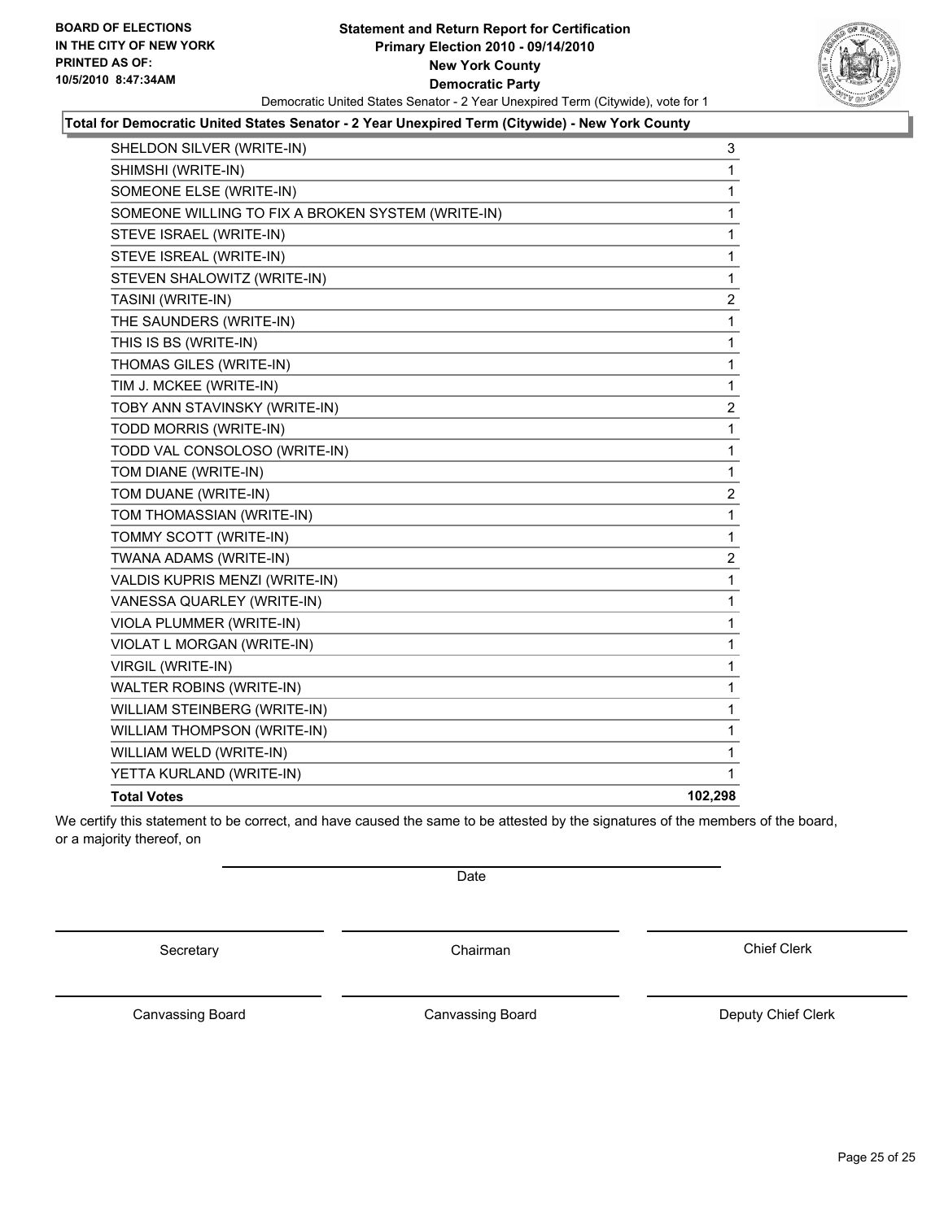BOARD OF ELECTIONS
IN THE CITY OF NEW YORK
PRINTED AS OF:
10/5/2010 8:47:34AM

**Statement and Return Report for Certification**
**Primary Election 2010 - 09/14/2010**
**New York County**
**Democratic Party**
Democratic United States Senator - 2 Year Unexpired Term (Citywide), vote for 1

**Total for Democratic United States Senator - 2 Year Unexpired Term (Citywide) - New York County**

| | |
|---|---|
| SHELDON SILVER (WRITE-IN) | 3 |
| SHIMSHI (WRITE-IN) | 1 |
| SOMEONE ELSE (WRITE-IN) | 1 |
| SOMEONE WILLING TO FIX A BROKEN SYSTEM (WRITE-IN) | 1 |
| STEVE ISRAEL (WRITE-IN) | 1 |
| STEVE ISREAL (WRITE-IN) | 1 |
| STEVEN SHALOWITZ (WRITE-IN) | 1 |
| TASINI (WRITE-IN) | 2 |
| THE SAUNDERS (WRITE-IN) | 1 |
| THIS IS BS (WRITE-IN) | 1 |
| THOMAS GILES (WRITE-IN) | 1 |
| TIM J. MCKEE (WRITE-IN) | 1 |
| TOBY ANN STAVINSKY (WRITE-IN) | 2 |
| TODD MORRIS (WRITE-IN) | 1 |
| TODD VAL CONSOLOSO (WRITE-IN) | 1 |
| TOM DIANE (WRITE-IN) | 1 |
| TOM DUANE (WRITE-IN) | 2 |
| TOM THOMASSIAN (WRITE-IN) | 1 |
| TOMMY SCOTT (WRITE-IN) | 1 |
| TWANA ADAMS (WRITE-IN) | 2 |
| VALDIS KUPRIS MENZI (WRITE-IN) | 1 |
| VANESSA QUARLEY (WRITE-IN) | 1 |
| VIOLA PLUMMER (WRITE-IN) | 1 |
| VIOLAT L MORGAN (WRITE-IN) | 1 |
| VIRGIL (WRITE-IN) | 1 |
| WALTER ROBINS (WRITE-IN) | 1 |
| WILLIAM STEINBERG (WRITE-IN) | 1 |
| WILLIAM THOMPSON (WRITE-IN) | 1 |
| WILLIAM WELD (WRITE-IN) | 1 |
| YETTA KURLAND (WRITE-IN) | 1 |
| **Total Votes** | **102,298** |

We certify this statement to be correct, and have caused the same to be attested by the signatures of the members of the board, or a majority thereof, on

Date

Secretary    Chairman    Chief Clerk

Canvassing Board    Canvassing Board    Deputy Chief Clerk